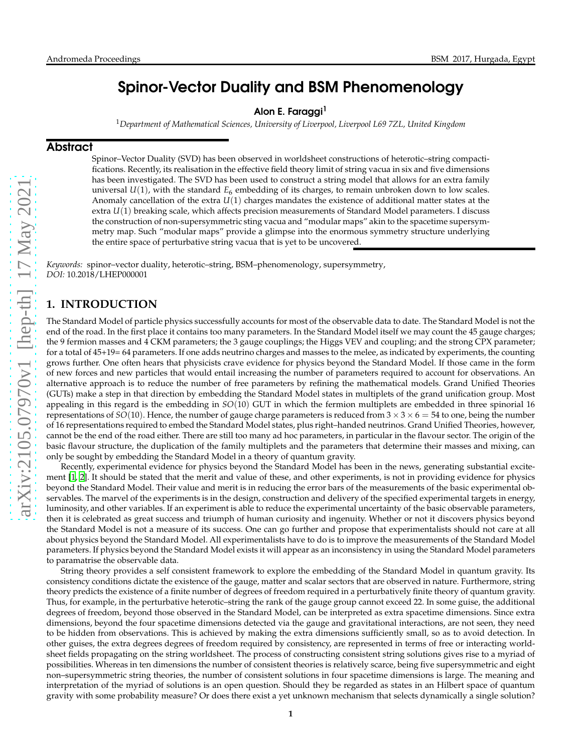# Spinor-Vector Duality and BSM Phenomenology

**Alon E. Faraggi[1]**

[1] *Department of Mathematical Sciences, University of Liverpool, Liverpool L69 7ZL, United Kingdom*

## Abstract

Spinor–Vector Duality (SVD) has been observed in worldsheet constructions of heterotic–string compactifications. Recently, its realisation in the effective field theory limit of string vacua in six and five dimensions has been investigated. The SVD has been used to construct a string model that allows for an extra family universal $U(1)$, with the standard $E_6$ embedding of its charges, to remain unbroken down to low scales. Anomaly cancellation of the extra $U(1)$ charges mandates the existence of additional matter states at the extra $U(1)$ breaking scale, which affects precision measurements of Standard Model parameters. I discuss the construction of non-supersymmetric sting vacua and "modular maps" akin to the spacetime supersymmetry map. Such "modular maps" provide a glimpse into the enormous symmetry structure underlying the entire space of perturbative string vacua that is yet to be uncovered.

*Keywords:* spinor–vector duality, heterotic–string, BSM–phenomenology, supersymmetry,
*DOI:* 10.2018/LHEP000001

## 1. INTRODUCTION

The Standard Model of particle physics successfully accounts for most of the observable data to date. The Standard Model is not the end of the road. In the first place it contains too many parameters. In the Standard Model itself we may count the 45 gauge charges; the 9 fermion masses and 4 CKM parameters; the 3 gauge couplings; the Higgs VEV and coupling; and the strong CPX parameter; for a total of 45+19= 64 parameters. If one adds neutrino charges and masses to the melee, as indicated by experiments, the counting grows further. One often hears that physicists crave evidence for physics beyond the Standard Model. If those came in the form of new forces and new particles that would entail increasing the number of parameters required to account for observations. An alternative approach is to reduce the number of free parameters by refining the mathematical models. Grand Unified Theories (GUTs) make a step in that direction by embedding the Standard Model states in multiplets of the grand unification group. Most appealing in this regard is the embedding in $SO(10)$ GUT in which the fermion multiplets are embedded in three spinorial 16 representations of $SO(10)$. Hence, the number of gauge charge parameters is reduced from $3 \times 3 \times 6 = 54$ to one, being the number of 16 representations required to embed the Standard Model states, plus right–handed neutrinos. Grand Unified Theories, however, cannot be the end of the road either. There are still too many ad hoc parameters, in particular in the flavour sector. The origin of the basic flavour structure, the duplication of the family multiplets and the parameters that determine their masses and mixing, can only be sought by embedding the Standard Model in a theory of quantum gravity.

Recently, experimental evidence for physics beyond the Standard Model has been in the news, generating substantial excitement [1, 2]. It should be stated that the merit and value of these, and other experiments, is not in providing evidence for physics beyond the Standard Model. Their value and merit is in reducing the error bars of the measurements of the basic experimental observables. The marvel of the experiments is in the design, construction and delivery of the specified experimental targets in energy, luminosity, and other variables. If an experiment is able to reduce the experimental uncertainty of the basic observable parameters, then it is celebrated as great success and triumph of human curiosity and ingenuity. Whether or not it discovers physics beyond the Standard Model is not a measure of its success. One can go further and propose that experimentalists should not care at all about physics beyond the Standard Model. All experimentalists have to do is to improve the measurements of the Standard Model parameters. If physics beyond the Standard Model exists it will appear as an inconsistency in using the Standard Model parameters to paramatrise the observable data.

String theory provides a self consistent framework to explore the embedding of the Standard Model in quantum gravity. Its consistency conditions dictate the existence of the gauge, matter and scalar sectors that are observed in nature. Furthermore, string theory predicts the existence of a finite number of degrees of freedom required in a perturbatively finite theory of quantum gravity. Thus, for example, in the perturbative heterotic–string the rank of the gauge group cannot exceed 22. In some guise, the additional degrees of freedom, beyond those observed in the Standard Model, can be interpreted as extra spacetime dimensions. Since extra dimensions, beyond the four spacetime dimensions detected via the gauge and gravitational interactions, are not seen, they need to be hidden from observations. This is achieved by making the extra dimensions sufficiently small, so as to avoid detection. In other guises, the extra degrees degrees of freedom required by consistency, are represented in terms of free or interacting worldsheet fields propagating on the string worldsheet. The process of constructing consistent string solutions gives rise to a myriad of possibilities. Whereas in ten dimensions the number of consistent theories is relatively scarce, being five supersymmetric and eight non–supersymmetric string theories, the number of consistent solutions in four spacetime dimensions is large. The meaning and interpretation of the myriad of solutions is an open question. Should they be regarded as states in an Hilbert space of quantum gravity with some probability measure? Or does there exist a yet unknown mechanism that selects dynamically a single solution?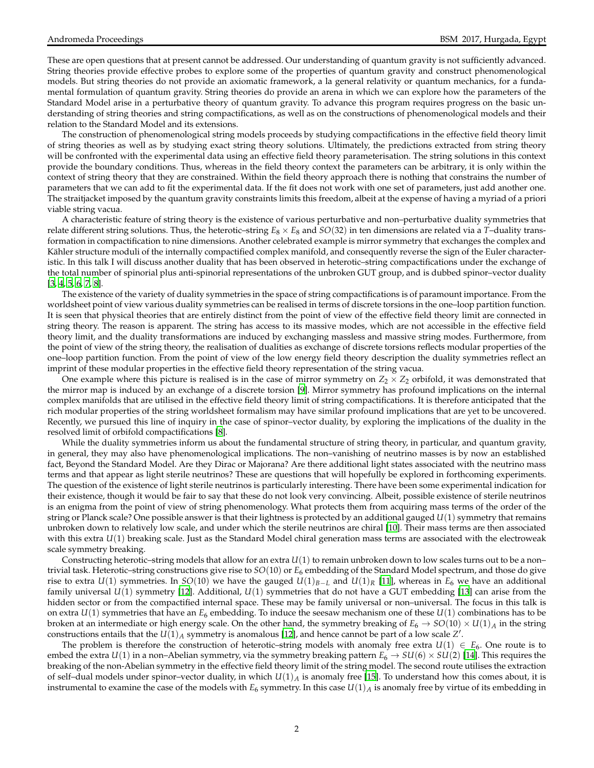These are open questions that at present cannot be addressed. Our understanding of quantum gravity is not sufficiently advanced. String theories provide effective probes to explore some of the properties of quantum gravity and construct phenomenological models. But string theories do not provide an axiomatic framework, a la general relativity or quantum mechanics, for a fundamental formulation of quantum gravity. String theories do provide an arena in which we can explore how the parameters of the Standard Model arise in a perturbative theory of quantum gravity. To advance this program requires progress on the basic understanding of string theories and string compactifications, as well as on the constructions of phenomenological models and their relation to the Standard Model and its extensions.

The construction of phenomenological string models proceeds by studying compactifications in the effective field theory limit of string theories as well as by studying exact string theory solutions. Ultimately, the predictions extracted from string theory will be confronted with the experimental data using an effective field theory parameterisation. The string solutions in this context provide the boundary conditions. Thus, whereas in the field theory context the parameters can be arbitrary, it is only within the context of string theory that they are constrained. Within the field theory approach there is nothing that constrains the number of parameters that we can add to fit the experimental data. If the fit does not work with one set of parameters, just add another one. The straitjacket imposed by the quantum gravity constraints limits this freedom, albeit at the expense of having a myriad of a priori viable string vacua.

A characteristic feature of string theory is the existence of various perturbative and non–perturbative duality symmetries that relate different string solutions. Thus, the heterotic–string $E_8 \times E_8$ and $SO(32)$ in ten dimensions are related via a $T$–duality transformation in compactification to nine dimensions. Another celebrated example is mirror symmetry that exchanges the complex and Kähler structure moduli of the internally compactified complex manifold, and consequently reverse the sign of the Euler characteristic. In this talk I will discuss another duality that has been observed in heterotic–string compactifications under the exchange of the total number of spinorial plus anti-spinorial representations of the unbroken GUT group, and is dubbed spinor–vector duality [3, 4, 5, 6, 7, 8].

The existence of the variety of duality symmetries in the space of string compactifications is of paramount importance. From the worldsheet point of view various duality symmetries can be realised in terms of discrete torsions in the one–loop partition function. It is seen that physical theories that are entirely distinct from the point of view of the effective field theory limit are connected in string theory. The reason is apparent. The string has access to its massive modes, which are not accessible in the effective field theory limit, and the duality transformations are induced by exchanging massless and massive string modes. Furthermore, from the point of view of the string theory, the realisation of dualities as exchange of discrete torsions reflects modular properties of the one–loop partition function. From the point of view of the low energy field theory description the duality symmetries reflect an imprint of these modular properties in the effective field theory representation of the string vacua.

One example where this picture is realised is in the case of mirror symmetry on $Z_2 \times Z_2$ orbifold, it was demonstrated that the mirror map is induced by an exchange of a discrete torsion [9]. Mirror symmetry has profound implications on the internal complex manifolds that are utilised in the effective field theory limit of string compactifications. It is therefore anticipated that the rich modular properties of the string worldsheet formalism may have similar profound implications that are yet to be uncovered. Recently, we pursued this line of inquiry in the case of spinor–vector duality, by exploring the implications of the duality in the resolved limit of orbifold compactifications [8].

While the duality symmetries inform us about the fundamental structure of string theory, in particular, and quantum gravity, in general, they may also have phenomenological implications. The non–vanishing of neutrino masses is by now an established fact, Beyond the Standard Model. Are they Dirac or Majorana? Are there additional light states associated with the neutrino mass terms and that appear as light sterile neutrinos? These are questions that will hopefully be explored in forthcoming experiments. The question of the existence of light sterile neutrinos is particularly interesting. There have been some experimental indication for their existence, though it would be fair to say that these do not look very convincing. Albeit, possible existence of sterile neutrinos is an enigma from the point of view of string phenomenology. What protects them from acquiring mass terms of the order of the string or Planck scale? One possible answer is that their lightness is protected by an additional gauged $U(1)$ symmetry that remains unbroken down to relatively low scale, and under which the sterile neutrinos are chiral [10]. Their mass terms are then associated with this extra $U(1)$ breaking scale. Just as the Standard Model chiral generation mass terms are associated with the electroweak scale symmetry breaking.

Constructing heterotic–string models that allow for an extra $U(1)$ to remain unbroken down to low scales turns out to be a non–trivial task. Heterotic–string constructions give rise to $SO(10)$ or $E_6$ embedding of the Standard Model spectrum, and those do give rise to extra $U(1)$ symmetries. In $SO(10)$ we have the gauged $U(1)_{B-L}$ and $U(1)_R$ [11], whereas in $E_6$ we have an additional family universal $U(1)$ symmetry [12]. Additional, $U(1)$ symmetries that do not have a GUT embedding [13] can arise from the hidden sector or from the compactified internal space. These may be family universal or non–universal. The focus in this talk is on extra $U(1)$ symmetries that have an $E_6$ embedding. To induce the seesaw mechanism one of these $U(1)$ combinations has to be broken at an intermediate or high energy scale. On the other hand, the symmetry breaking of $E_6 \to SO(10) \times U(1)_A$ in the string constructions entails that the $U(1)_A$ symmetry is anomalous [12], and hence cannot be part of a low scale $Z'$.

The problem is therefore the construction of heterotic–string models with anomaly free extra $U(1) \in E_6$. One route is to embed the extra $U(1)$ in a non–Abelian symmetry, via the symmetry breaking pattern $E_6 \to SU(6) \times SU(2)$ [14]. This requires the breaking of the non-Abelian symmetry in the effective field theory limit of the string model. The second route utilises the extraction of self–dual models under spinor–vector duality, in which $U(1)_A$ is anomaly free [15]. To understand how this comes about, it is instrumental to examine the case of the models with $E_6$ symmetry. In this case $U(1)_A$ is anomaly free by virtue of its embedding in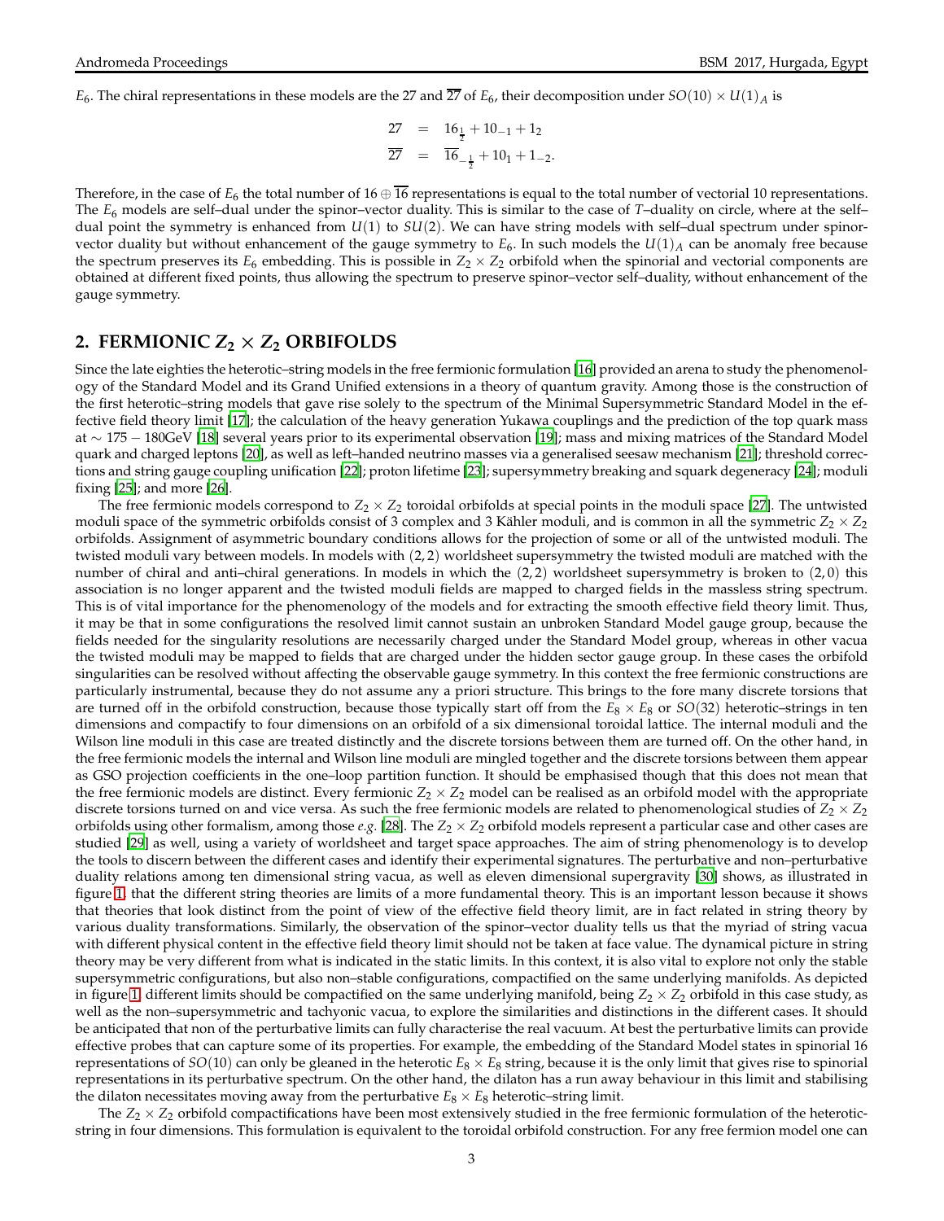$E_6$. The chiral representations in these models are the 27 and $\overline{27}$ of $E_6$, their decomposition under $SO(10) \times U(1)_A$ is

$$
\begin{aligned}
27 &= 16_{\frac{1}{2}} + 10_{-1} + 1_2 \\
\overline{27} &= \overline{16}_{-\frac{1}{2}} + 10_1 + 1_{-2}.
\end{aligned}
$$

Therefore, in the case of $E_6$ the total number of $16 \oplus \overline{16}$ representations is equal to the total number of vectorial 10 representations. The $E_6$ models are self–dual under the spinor–vector duality. This is similar to the case of $T$–duality on circle, where at the self–dual point the symmetry is enhanced from $U(1)$ to $SU(2)$. We can have string models with self–dual spectrum under spinor-vector duality but without enhancement of the gauge symmetry to $E_6$. In such models the $U(1)_A$ can be anomaly free because the spectrum preserves its $E_6$ embedding. This is possible in $Z_2 \times Z_2$ orbifold when the spinorial and vectorial components are obtained at different fixed points, thus allowing the spectrum to preserve spinor–vector self–duality, without enhancement of the gauge symmetry.

## 2. FERMIONIC $Z_2 \times Z_2$ ORBIFOLDS

Since the late eighties the heterotic–string models in the free fermionic formulation [16] provided an arena to study the phenomenology of the Standard Model and its Grand Unified extensions in a theory of quantum gravity. Among those is the construction of the first heterotic–string models that gave rise solely to the spectrum of the Minimal Supersymmetric Standard Model in the effective field theory limit [17]; the calculation of the heavy generation Yukawa couplings and the prediction of the top quark mass at $\sim 175 - 180$GeV [18] several years prior to its experimental observation [19]; mass and mixing matrices of the Standard Model quark and charged leptons [20], as well as left–handed neutrino masses via a generalised seesaw mechanism [21]; threshold corrections and string gauge coupling unification [22]; proton lifetime [23]; supersymmetry breaking and squark degeneracy [24]; moduli fixing [25]; and more [26].

The free fermionic models correspond to $Z_2 \times Z_2$ toroidal orbifolds at special points in the moduli space [27]. The untwisted moduli space of the symmetric orbifolds consist of 3 complex and 3 Kähler moduli, and is common in all the symmetric $Z_2 \times Z_2$ orbifolds. Assignment of asymmetric boundary conditions allows for the projection of some or all of the untwisted moduli. The twisted moduli vary between models. In models with $(2, 2)$ worldsheet supersymmetry the twisted moduli are matched with the number of chiral and anti–chiral generations. In models in which the $(2, 2)$ worldsheet supersymmetry is broken to $(2, 0)$ this association is no longer apparent and the twisted moduli fields are mapped to charged fields in the massless string spectrum. This is of vital importance for the phenomenology of the models and for extracting the smooth effective field theory limit. Thus, it may be that in some configurations the resolved limit cannot sustain an unbroken Standard Model gauge group, because the fields needed for the singularity resolutions are necessarily charged under the Standard Model group, whereas in other vacua the twisted moduli may be mapped to fields that are charged under the hidden sector gauge group. In these cases the orbifold singularities can be resolved without affecting the observable gauge symmetry. In this context the free fermionic constructions are particularly instrumental, because they do not assume any a priori structure. This brings to the fore many discrete torsions that are turned off in the orbifold construction, because those typically start off from the $E_8 \times E_8$ or $SO(32)$ heterotic–strings in ten dimensions and compactify to four dimensions on an orbifold of a six dimensional toroidal lattice. The internal moduli and the Wilson line moduli in this case are treated distinctly and the discrete torsions between them are turned off. On the other hand, in the free fermionic models the internal and Wilson line moduli are mingled together and the discrete torsions between them appear as GSO projection coefficients in the one–loop partition function. It should be emphasised though that this does not mean that the free fermionic models are distinct. Every fermionic $Z_2 \times Z_2$ model can be realised as an orbifold model with the appropriate discrete torsions turned on and vice versa. As such the free fermionic models are related to phenomenological studies of $Z_2 \times Z_2$ orbifolds using other formalism, among those *e.g.* [28]. The $Z_2 \times Z_2$ orbifold models represent a particular case and other cases are studied [29] as well, using a variety of worldsheet and target space approaches. The aim of string phenomenology is to develop the tools to discern between the different cases and identify their experimental signatures. The perturbative and non–perturbative duality relations among ten dimensional string vacua, as well as eleven dimensional supergravity [30] shows, as illustrated in figure 1, that the different string theories are limits of a more fundamental theory. This is an important lesson because it shows that theories that look distinct from the point of view of the effective field theory limit, are in fact related in string theory by various duality transformations. Similarly, the observation of the spinor–vector duality tells us that the myriad of string vacua with different physical content in the effective field theory limit should not be taken at face value. The dynamical picture in string theory may be very different from what is indicated in the static limits. In this context, it is also vital to explore not only the stable supersymmetric configurations, but also non–stable configurations, compactified on the same underlying manifolds. As depicted in figure 1, different limits should be compactified on the same underlying manifold, being $Z_2 \times Z_2$ orbifold in this case study, as well as the non–supersymmetric and tachyonic vacua, to explore the similarities and distinctions in the different cases. It should be anticipated that non of the perturbative limits can fully characterise the real vacuum. At best the perturbative limits can provide effective probes that can capture some of its properties. For example, the embedding of the Standard Model states in spinorial 16 representations of $SO(10)$ can only be gleaned in the heterotic $E_8 \times E_8$ string, because it is the only limit that gives rise to spinorial representations in its perturbative spectrum. On the other hand, the dilaton has a run away behaviour in this limit and stabilising the dilaton necessitates moving away from the perturbative $E_8 \times E_8$ heterotic–string limit.

The $Z_2 \times Z_2$ orbifold compactifications have been most extensively studied in the free fermionic formulation of the heterotic-string in four dimensions. This formulation is equivalent to the toroidal orbifold construction. For any free fermion model one can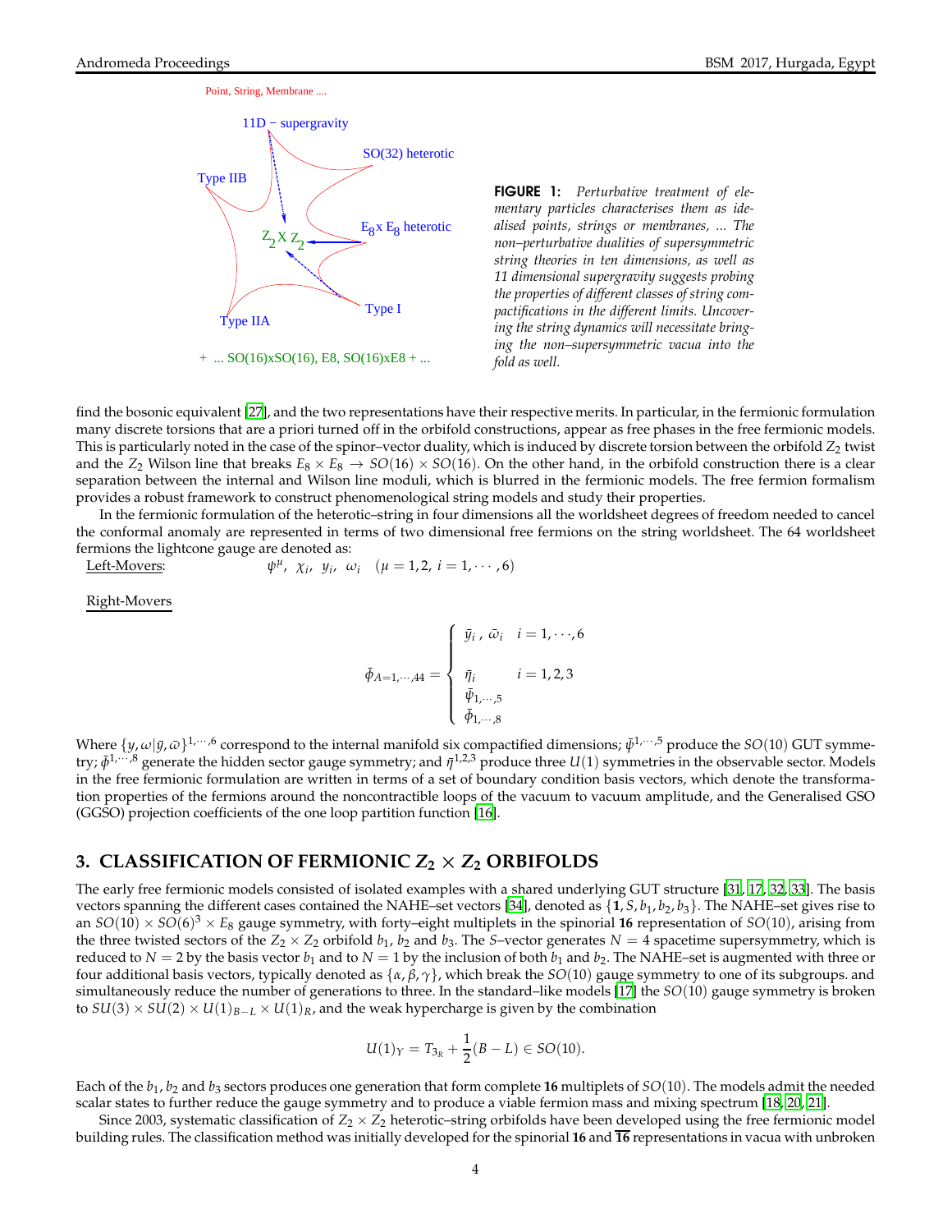**FIGURE 1:** *Perturbative treatment of elementary particles characterises them as idealised points, strings or membranes, ... The non–perturbative dualities of supersymmetric string theories in ten dimensions, as well as 11 dimensional supergravity suggests probing the properties of different classes of string compactifications in the different limits. Uncovering the string dynamics will necessitate bringing the non–supersymmetric vacua into the fold as well.*

find the bosonic equivalent [27], and the two representations have their respective merits. In particular, in the fermionic formulation many discrete torsions that are a priori turned off in the orbifold constructions, appear as free phases in the free fermionic models. This is particularly noted in the case of the spinor–vector duality, which is induced by discrete torsion between the orbifold $Z_2$ twist and the $Z_2$ Wilson line that breaks $E_8 \times E_8 \to SO(16) \times SO(16)$. On the other hand, in the orbifold construction there is a clear separation between the internal and Wilson line moduli, which is blurred in the fermionic models. The free fermion formalism provides a robust framework to construct phenomenological string models and study their properties.

In the fermionic formulation of the heterotic–string in four dimensions all the worldsheet degrees of freedom needed to cancel the conformal anomaly are represented in terms of two dimensional free fermions on the string worldsheet. The 64 worldsheet fermions the lightcone gauge are denoted as:

Left-Movers: $\psi^\mu, \ \chi_i, \ y_i, \ \omega_i \quad (\mu = 1,2, \ i = 1, \cdots, 6)$

Right-Movers

$$
\bar{\phi}_{A=1,\cdots,44} = \begin{cases} \bar{y}_i \ , \ \bar{\omega}_i & i = 1, \cdots, 6 \\ & \\ \bar{\eta}_i & i = 1,2,3 \\ \bar{\psi}_{1,\cdots,5} & \\ \bar{\phi}_{1,\cdots,8} & \end{cases}
$$

Where $\{y, \omega|\bar{y}, \bar{\omega}\}^{1,\cdots,6}$ correspond to the internal manifold six compactified dimensions; $\bar{\psi}^{1,\cdots,5}$ produce the $SO(10)$ GUT symmetry; $\bar{\phi}^{1,\cdots,8}$ generate the hidden sector gauge symmetry; and $\bar{\eta}^{1,2,3}$ produce three $U(1)$ symmetries in the observable sector. Models in the free fermionic formulation are written in terms of a set of boundary condition basis vectors, which denote the transformation properties of the fermions around the noncontractible loops of the vacuum to vacuum amplitude, and the Generalised GSO (GGSO) projection coefficients of the one loop partition function [16].

## 3. CLASSIFICATION OF FERMIONIC $Z_2 \times Z_2$ ORBIFOLDS

The early free fermionic models consisted of isolated examples with a shared underlying GUT structure [31, 17, 32, 33]. The basis vectors spanning the different cases contained the NAHE–set vectors [34], denoted as $\{\mathbf{1}, S, b_1, b_2, b_3\}$. The NAHE–set gives rise to an $SO(10) \times SO(6)^3 \times E_8$ gauge symmetry, with forty–eight multiplets in the spinorial **16** representation of $SO(10)$, arising from the three twisted sectors of the $Z_2 \times Z_2$ orbifold $b_1$, $b_2$ and $b_3$. The $S$–vector generates $N = 4$ spacetime supersymmetry, which is reduced to $N = 2$ by the basis vector $b_1$ and to $N = 1$ by the inclusion of both $b_1$ and $b_2$. The NAHE–set is augmented with three or four additional basis vectors, typically denoted as $\{\alpha, \beta, \gamma\}$, which break the $SO(10)$ gauge symmetry to one of its subgroups. and simultaneously reduce the number of generations to three. In the standard–like models [17] the $SO(10)$ gauge symmetry is broken to $SU(3) \times SU(2) \times U(1)_{B-L} \times U(1)_R$, and the weak hypercharge is given by the combination

$$
U(1)_Y = T_{3_R} + \frac{1}{2}(B - L) \in SO(10).
$$

Each of the $b_1$, $b_2$ and $b_3$ sectors produces one generation that form complete **16** multiplets of $SO(10)$. The models admit the needed scalar states to further reduce the gauge symmetry and to produce a viable fermion mass and mixing spectrum [18, 20, 21].

Since 2003, systematic classification of $Z_2 \times Z_2$ heterotic–string orbifolds have been developed using the free fermionic model building rules. The classification method was initially developed for the spinorial **16** and $\overline{\mathbf{16}}$ representations in vacua with unbroken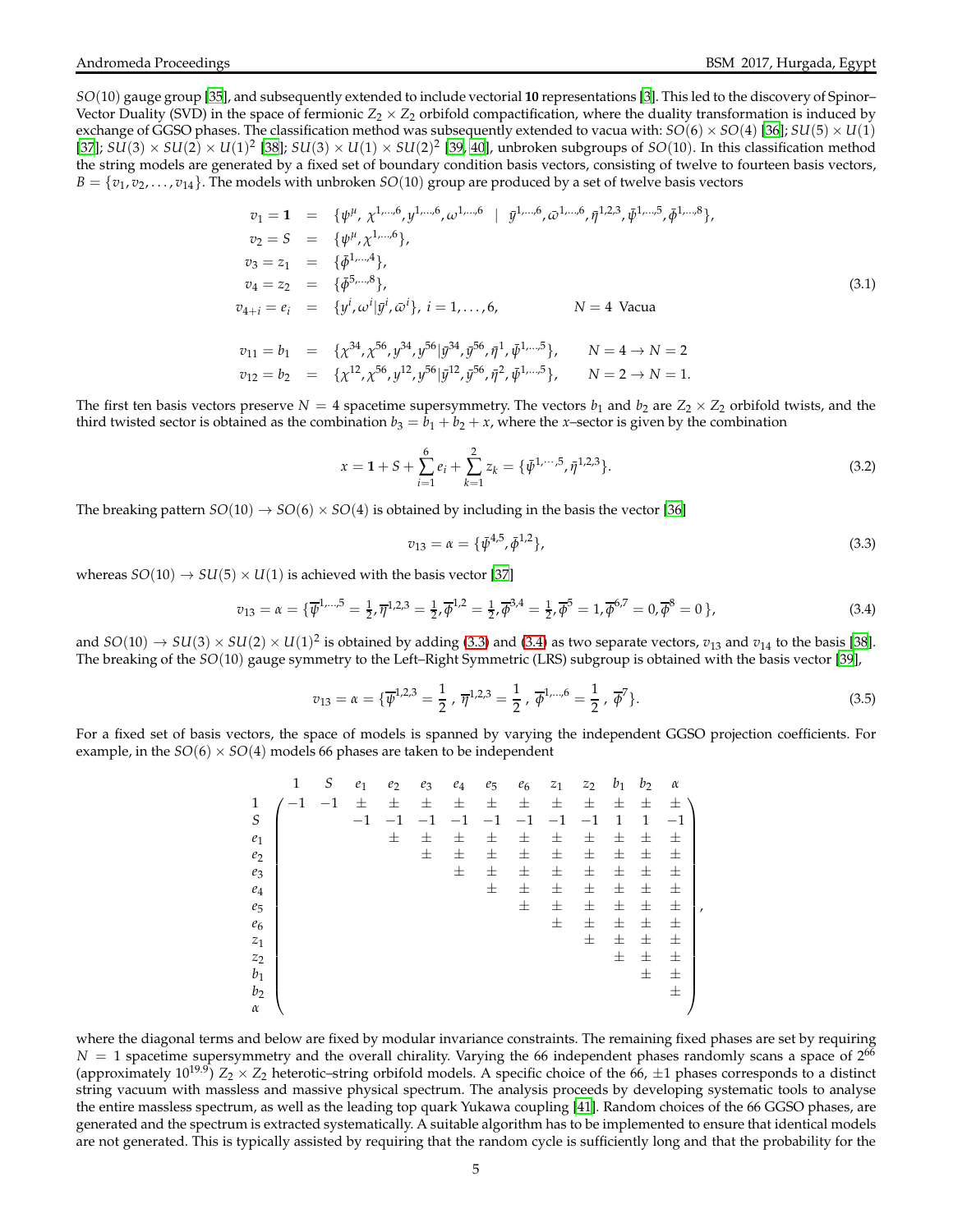$SO(10)$ gauge group [35], and subsequently extended to include vectorial **10** representations [3]. This led to the discovery of Spinor–Vector Duality (SVD) in the space of fermionic $Z_2 \times Z_2$ orbifold compactification, where the duality transformation is induced by exchange of GGSO phases. The classification method was subsequently extended to vacua with: $SO(6) \times SO(4)$ [36]; $SU(5) \times U(1)$ [37]; $SU(3) \times SU(2) \times U(1)^2$ [38]; $SU(3) \times U(1) \times SU(2)^2$ [39, 40], unbroken subgroups of $SO(10)$. In this classification method the string models are generated by a fixed set of boundary condition basis vectors, consisting of twelve to fourteen basis vectors, $B = \{v_1, v_2, \ldots, v_{14}\}$. The models with unbroken $SO(10)$ group are produced by a set of twelve basis vectors

$$
\begin{aligned}
v_1 = \mathbf{1} &= \{\psi^\mu,\ \chi^{1,\ldots,6}, y^{1,\ldots,6}, \omega^{1,\ldots,6} \ \ |\ \ \bar{y}^{1,\ldots,6}, \bar{\omega}^{1,\ldots,6}, \bar{\eta}^{1,2,3}, \bar{\psi}^{1,\ldots,5}, \bar{\phi}^{1,\ldots,8}\},\\
v_2 = S &= \{\psi^\mu, \chi^{1,\ldots,6}\},\\
v_3 = z_1 &= \{\bar{\phi}^{1,\ldots,4}\},\\
v_4 = z_2 &= \{\bar{\phi}^{5,\ldots,8}\},\\
v_{4+i} = e_i &= \{y^i, \omega^i | \bar{y}^i, \bar{\omega}^i\},\ i = 1, \ldots, 6, \qquad\qquad N=4 \ \text{Vacua}\\
\\
v_{11} = b_1 &= \{\chi^{34}, \chi^{56}, y^{34}, y^{56} | \bar{y}^{34}, \bar{y}^{56}, \bar{\eta}^1, \bar{\psi}^{1,\ldots,5}\}, \qquad N=4 \to N=2\\
v_{12} = b_2 &= \{\chi^{12}, \chi^{56}, y^{12}, y^{56} | \bar{y}^{12}, \bar{y}^{56}, \bar{\eta}^2, \bar{\psi}^{1,\ldots,5}\}, \qquad N=2 \to N=1.
\end{aligned}
\tag{3.1}
$$

The first ten basis vectors preserve $N = 4$ spacetime supersymmetry. The vectors $b_1$ and $b_2$ are $Z_2 \times Z_2$ orbifold twists, and the third twisted sector is obtained as the combination $b_3 = b_1 + b_2 + x$, where the $x$–sector is given by the combination

$$
x = \mathbf{1} + S + \sum_{i=1}^{6} e_i + \sum_{k=1}^{2} z_k = \{\bar{\psi}^{1,\cdots,5}, \bar{\eta}^{1,2,3}\}. \tag{3.2}
$$

The breaking pattern $SO(10) \to SO(6) \times SO(4)$ is obtained by including in the basis the vector [36]

$$
v_{13} = \alpha = \{\bar{\psi}^{4,5}, \bar{\phi}^{1,2}\}, \tag{3.3}
$$

whereas $SO(10) \to SU(5) \times U(1)$ is achieved with the basis vector [37]

$$
v_{13} = \alpha = \{\overline{\psi}^{1,\ldots,5} = \tfrac{1}{2}, \overline{\eta}^{1,2,3} = \tfrac{1}{2}, \overline{\phi}^{1,2} = \tfrac{1}{2}, \overline{\phi}^{3,4} = \tfrac{1}{2}, \overline{\phi}^{5} = 1, \overline{\phi}^{6,7} = 0, \overline{\phi}^{8} = 0\}, \tag{3.4}
$$

and $SO(10) \to SU(3) \times SU(2) \times U(1)^2$ is obtained by adding (3.3) and (3.4) as two separate vectors, $v_{13}$ and $v_{14}$ to the basis [38]. The breaking of the $SO(10)$ gauge symmetry to the Left–Right Symmetric (LRS) subgroup is obtained with the basis vector [39],

$$
v_{13} = \alpha = \{\overline{\psi}^{1,2,3} = \frac{1}{2},\ \overline{\eta}^{1,2,3} = \frac{1}{2},\ \overline{\phi}^{1,\ldots,6} = \frac{1}{2},\ \overline{\phi}^{7}\}. \tag{3.5}
$$

For a fixed set of basis vectors, the space of models is spanned by varying the independent GGSO projection coefficients. For example, in the $SO(6) \times SO(4)$ models 66 phases are taken to be independent

$$
\begin{array}{c c}
 & \begin{array}{ccccccccccccc} \mathbf{1} & S & e_1 & e_2 & e_3 & e_4 & e_5 & e_6 & z_1 & z_2 & b_1 & b_2 & \alpha \end{array}\\
\begin{array}{c} \mathbf{1} \\ S \\ e_1 \\ e_2 \\ e_3 \\ e_4 \\ e_5 \\ e_6 \\ z_1 \\ z_2 \\ b_1 \\ b_2 \\ \alpha \end{array} &
\left(\begin{array}{ccccccccccccc}
-1 & -1 & \pm & \pm & \pm & \pm & \pm & \pm & \pm & \pm & \pm & \pm & \pm \\
 & & -1 & -1 & -1 & -1 & -1 & -1 & -1 & -1 & 1 & 1 & -1 \\
 & & & \pm & \pm & \pm & \pm & \pm & \pm & \pm & \pm & \pm & \pm \\
 & & & & \pm & \pm & \pm & \pm & \pm & \pm & \pm & \pm & \pm \\
 & & & & & \pm & \pm & \pm & \pm & \pm & \pm & \pm & \pm \\
 & & & & & & \pm & \pm & \pm & \pm & \pm & \pm & \pm \\
 & & & & & & & \pm & \pm & \pm & \pm & \pm & \pm \\
 & & & & & & & & \pm & \pm & \pm & \pm & \pm \\
 & & & & & & & & & \pm & \pm & \pm & \pm \\
 & & & & & & & & & & \pm & \pm & \pm \\
 & & & & & & & & & & & \pm & \pm \\
 & & & & & & & & & & & & \pm \\
 & & & & & & & & & & & &
\end{array}\right)
\end{array},
$$

where the diagonal terms and below are fixed by modular invariance constraints. The remaining fixed phases are set by requiring $N = 1$ spacetime supersymmetry and the overall chirality. Varying the 66 independent phases randomly scans a space of $2^{66}$ (approximately $10^{19.9}$) $Z_2 \times Z_2$ heterotic–string orbifold models. A specific choice of the 66, $\pm 1$ phases corresponds to a distinct string vacuum with massless and massive physical spectrum. The analysis proceeds by developing systematic tools to analyse the entire massless spectrum, as well as the leading top quark Yukawa coupling [41]. Random choices of the 66 GGSO phases, are generated and the spectrum is extracted systematically. A suitable algorithm has to be implemented to ensure that identical models are not generated. This is typically assisted by requiring that the random cycle is sufficiently long and that the probability for the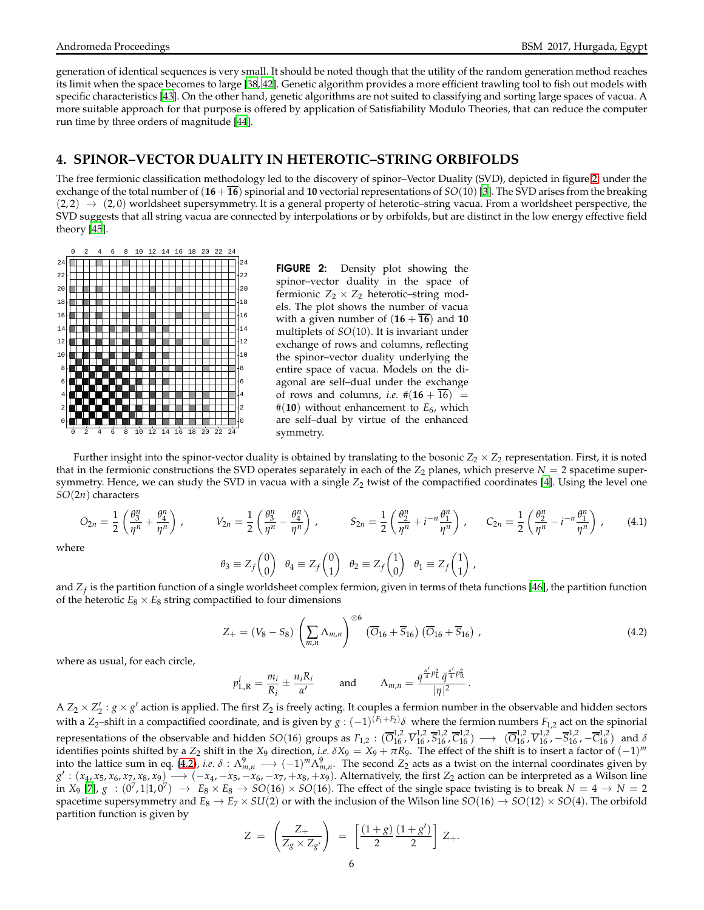generation of identical sequences is very small. It should be noted though that the utility of the random generation method reaches its limit when the space becomes to large [38, 42]. Genetic algorithm provides a more efficient trawling tool to fish out models with specific characteristics [43]. On the other hand, genetic algorithms are not suited to classifying and sorting large spaces of vacua. A more suitable approach for that purpose is offered by application of Satisfiability Modulo Theories, that can reduce the computer run time by three orders of magnitude [44].

## 4. SPINOR–VECTOR DUALITY IN HETEROTIC–STRING ORBIFOLDS

The free fermionic classification methodology led to the discovery of spinor–Vector Duality (SVD), depicted in figure 2, under the exchange of the total number of $(\mathbf{16}+\overline{\mathbf{16}})$ spinorial and $\mathbf{10}$ vectorial representations of $SO(10)$ [3]. The SVD arises from the breaking $(2,2) \rightarrow (2,0)$ worldsheet supersymmetry. It is a general property of heterotic–string vacua. From a worldsheet perspective, the SVD suggests that all string vacua are connected by interpolations or by orbifolds, but are distinct in the low energy effective field theory [45].

**FIGURE 2:** Density plot showing the spinor–vector duality in the space of fermionic $Z_2 \times Z_2$ heterotic–string models. The plot shows the number of vacua with a given number of $(\mathbf{16}+\overline{\mathbf{16}})$ and $\mathbf{10}$ multiplets of $SO(10)$. It is invariant under exchange of rows and columns, reflecting the spinor–vector duality underlying the entire space of vacua. Models on the diagonal are self–dual under the exchange of rows and columns, *i.e.* $\#(\mathbf{16}+\overline{\mathbf{16}}) = \#(\mathbf{10})$ without enhancement to $E_6$, which are self–dual by virtue of the enhanced symmetry.

Further insight into the spinor-vector duality is obtained by translating to the bosonic $Z_2 \times Z_2$ representation. First, it is noted that in the fermionic constructions the SVD operates separately in each of the $Z_2$ planes, which preserve $N=2$ spacetime supersymmetry. Hence, we can study the SVD in vacua with a single $Z_2$ twist of the compactified coordinates [4]. Using the level one $SO(2n)$ characters

$$O_{2n} = \frac{1}{2}\left(\frac{\theta_3^n}{\eta^n}+\frac{\theta_4^n}{\eta^n}\right), \qquad V_{2n} = \frac{1}{2}\left(\frac{\theta_3^n}{\eta^n}-\frac{\theta_4^n}{\eta^n}\right), \qquad S_{2n} = \frac{1}{2}\left(\frac{\theta_2^n}{\eta^n}+i^{-n}\frac{\theta_1^n}{\eta^n}\right), \qquad C_{2n} = \frac{1}{2}\left(\frac{\theta_2^n}{\eta^n}-i^{-n}\frac{\theta_1^n}{\eta^n}\right), \tag{4.1}$$

where

$$\theta_3 \equiv Z_f\begin{pmatrix}0\\0\end{pmatrix} \quad \theta_4 \equiv Z_f\begin{pmatrix}0\\1\end{pmatrix} \quad \theta_2 \equiv Z_f\begin{pmatrix}1\\0\end{pmatrix} \quad \theta_1 \equiv Z_f\begin{pmatrix}1\\1\end{pmatrix},$$

and $Z_f$ is the partition function of a single worldsheet complex fermion, given in terms of theta functions [46], the partition function of the heterotic $E_8 \times E_8$ string compactified to four dimensions

$$Z_+ = (V_8 - S_8)\left(\sum_{m,n}\Lambda_{m,n}\right)^{\otimes 6}(\overline{O}_{16}+\overline{S}_{16})(\overline{O}_{16}+\overline{S}_{16}), \tag{4.2}$$

where as usual, for each circle,

$$p^i_{\mathrm{L,R}} = \frac{m_i}{R_i} \pm \frac{n_i R_i}{\alpha'} \qquad \text{and} \qquad \Lambda_{m,n} = \frac{q^{\frac{\alpha'}{4}p_{\mathrm{L}}^2}\,\bar{q}^{\frac{\alpha'}{4}p_{\mathrm{R}}^2}}{|\eta|^2}.$$

A $Z_2 \times Z_2' : g \times g'$ action is applied. The first $Z_2$ is freely acting. It couples a fermion number in the observable and hidden sectors with a $Z_2$–shift in a compactified coordinate, and is given by $g : (-1)^{(F_1+F_2)}\delta$ where the fermion numbers $F_{1,2}$ act on the spinorial representations of the observable and hidden $SO(16)$ groups as $F_{1,2} : (\overline{O}^{1,2}_{16}, \overline{V}^{1,2}_{16}, \overline{S}^{1,2}_{16}, \overline{C}^{1,2}_{16}) \longrightarrow (\overline{O}^{1,2}_{16}, \overline{V}^{1,2}_{16}, -\overline{S}^{1,2}_{16}, -\overline{C}^{1,2}_{16})$ and $\delta$ identifies points shifted by a $Z_2$ shift in the $X_9$ direction, *i.e.* $\delta X_9 = X_9 + \pi R_9$. The effect of the shift is to insert a factor of $(-1)^m$ into the lattice sum in eq. (4.2), *i.e.* $\delta : \Lambda^9_{m,n} \longrightarrow (-1)^m \Lambda^9_{m,n}$. The second $Z_2$ acts as a twist on the internal coordinates given by $g' : (x_4, x_5, x_6, x_7, x_8, x_9) \longrightarrow (-x_4, -x_5, -x_6, -x_7, +x_8, +x_9)$. Alternatively, the first $Z_2$ action can be interpreted as a Wilson line in $X_9$ [7], $g : (0^7, 1|1, 0^7) \rightarrow E_8 \times E_8 \rightarrow SO(16) \times SO(16)$. The effect of the single space twisting is to break $N=4 \rightarrow N=2$ spacetime supersymmetry and $E_8 \rightarrow E_7 \times SU(2)$ or with the inclusion of the Wilson line $SO(16) \rightarrow SO(12) \times SO(4)$. The orbifold partition function is given by

$$Z = \left(\frac{Z_+}{Z_g \times Z_{g'}}\right) = \left[\frac{(1+g)}{2}\frac{(1+g')}{2}\right] Z_+.$$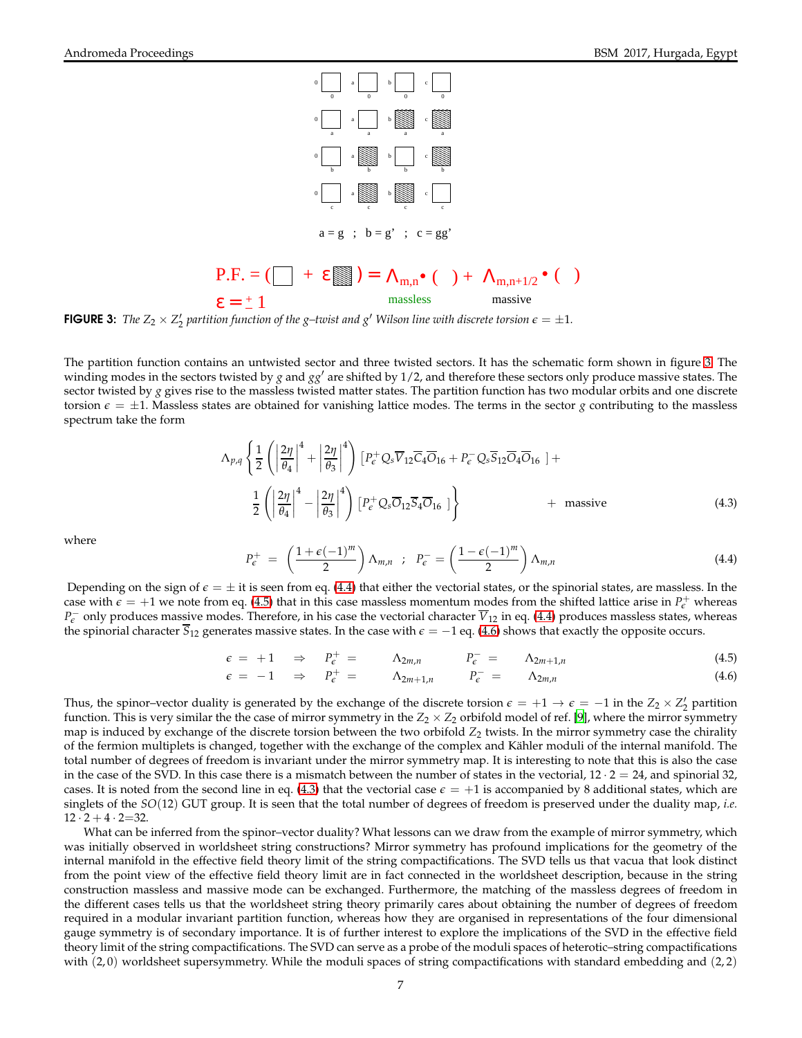a = g ; b = g' ; c = gg'

P.F. = ( □ + ε ▨ ) = $\Lambda_{m,n}$ • ( ) + $\Lambda_{m,n+1/2}$ • ( )

ε = ± 1 massless massive

**FIGURE 3:** *The $Z_2 \times Z_2'$ partition function of the g–twist and $g'$ Wilson line with discrete torsion $\epsilon = \pm 1$.*

The partition function contains an untwisted sector and three twisted sectors. It has the schematic form shown in figure 3. The winding modes in the sectors twisted by $g$ and $gg'$ are shifted by 1/2, and therefore these sectors only produce massive states. The sector twisted by $g$ gives rise to the massless twisted matter states. The partition function has two modular orbits and one discrete torsion $\epsilon = \pm 1$. Massless states are obtained for vanishing lattice modes. The terms in the sector $g$ contributing to the massless spectrum take the form

$$
\Lambda_{p,q} \left\{ \frac{1}{2} \left( \left| \frac{2\eta}{\theta_4} \right|^4 + \left| \frac{2\eta}{\theta_3} \right|^4 \right) \left[ P_\epsilon^+ Q_s \overline{V}_{12} \overline{C}_4 \overline{O}_{16} + P_\epsilon^- Q_s \overline{S}_{12} \overline{O}_4 \overline{O}_{16} \right] + \frac{1}{2} \left( \left| \frac{2\eta}{\theta_4} \right|^4 - \left| \frac{2\eta}{\theta_3} \right|^4 \right) \left[ P_\epsilon^+ Q_s \overline{O}_{12} \overline{S}_4 \overline{O}_{16} \right] \right\} + \text{ massive} \tag{4.3}
$$

where

$$
P_\epsilon^+ = \left( \frac{1 + \epsilon(-1)^m}{2} \right) \Lambda_{m,n} \quad ; \quad P_\epsilon^- = \left( \frac{1 - \epsilon(-1)^m}{2} \right) \Lambda_{m,n} \tag{4.4}
$$

Depending on the sign of $\epsilon = \pm$ it is seen from eq. (4.4) that either the vectorial states, or the spinorial states, are massless. In the case with $\epsilon = +1$ we note from eq. (4.5) that in this case massless momentum modes from the shifted lattice arise in $P_\epsilon^+$ whereas $P_\epsilon^-$ only produces massive modes. Therefore, in his case the vectorial character $\overline{V}_{12}$ in eq. (4.4) produces massless states, whereas the spinorial character $\overline{S}_{12}$ generates massive states. In the case with $\epsilon = -1$ eq. (4.6) shows that exactly the opposite occurs.

$$
\epsilon = +1 \quad \Rightarrow \quad P_\epsilon^+ = \Lambda_{2m,n} \qquad P_\epsilon^- = \Lambda_{2m+1,n} \tag{4.5}
$$

$$
\epsilon = -1 \quad \Rightarrow \quad P_\epsilon^+ = \Lambda_{2m+1,n} \qquad P_\epsilon^- = \Lambda_{2m,n} \tag{4.6}
$$

Thus, the spinor–vector duality is generated by the exchange of the discrete torsion $\epsilon = +1 \to \epsilon = -1$ in the $Z_2 \times Z_2'$ partition function. This is very similar the the case of mirror symmetry in the $Z_2 \times Z_2$ orbifold model of ref. [9], where the mirror symmetry map is induced by exchange of the discrete torsion between the two orbifold $Z_2$ twists. In the mirror symmetry case the chirality of the fermion multiplets is changed, together with the exchange of the complex and Kähler moduli of the internal manifold. The total number of degrees of freedom is invariant under the mirror symmetry map. It is interesting to note that this is also the case in the case of the SVD. In this case there is a mismatch between the number of states in the vectorial, $12 \cdot 2 = 24$, and spinorial 32, cases. It is noted from the second line in eq. (4.3) that the vectorial case $\epsilon = +1$ is accompanied by 8 additional states, which are singlets of the $SO(12)$ GUT group. It is seen that the total number of degrees of freedom is preserved under the duality map, *i.e.* $12 \cdot 2 + 4 \cdot 2 = 32$.

What can be inferred from the spinor–vector duality? What lessons can we draw from the example of mirror symmetry, which was initially observed in worldsheet string constructions? Mirror symmetry has profound implications for the geometry of the internal manifold in the effective field theory limit of the string compactifications. The SVD tells us that vacua that look distinct from the point view of the effective field theory limit are in fact connected in the worldsheet description, because in the string construction massless and massive mode can be exchanged. Furthermore, the matching of the massless degrees of freedom in the different cases tells us that the worldsheet string theory primarily cares about obtaining the number of degrees of freedom required in a modular invariant partition function, whereas how they are organised in representations of the four dimensional gauge symmetry is of secondary importance. It is of further interest to explore the implications of the SVD in the effective field theory limit of the string compactifications. The SVD can serve as a probe of the moduli spaces of heterotic–string compactifications with $(2,0)$ worldsheet supersymmetry. While the moduli spaces of string compactifications with standard embedding and $(2,2)$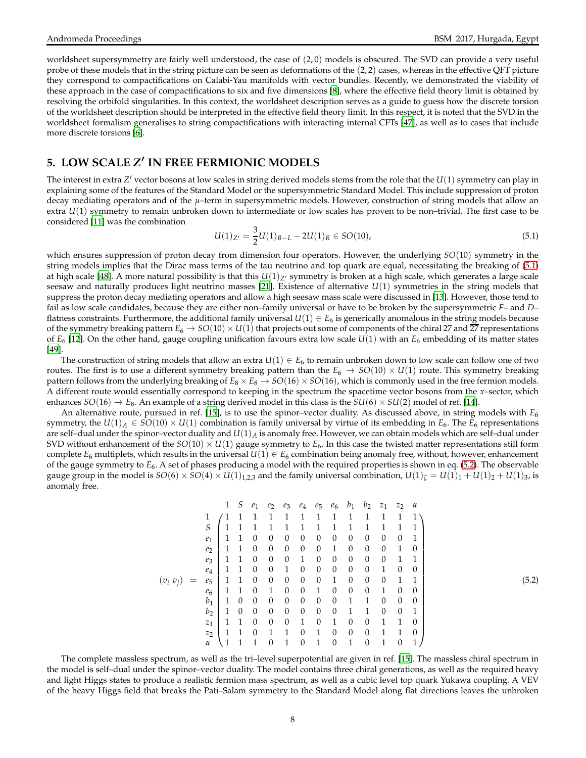worldsheet supersymmetry are fairly well understood, the case of $(2,0)$ models is obscured. The SVD can provide a very useful probe of these models that in the string picture can be seen as deformations of the $(2,2)$ cases, whereas in the effective QFT picture they correspond to compactifications on Calabi-Yau manifolds with vector bundles. Recently, we demonstrated the viability of these approach in the case of compactifications to six and five dimensions [8], where the effective field theory limit is obtained by resolving the orbifold singularities. In this context, the worldsheet description serves as a guide to guess how the discrete torsion of the worldsheet description should be interpreted in the effective field theory limit. In this respect, it is noted that the SVD in the worldsheet formalism generalises to string compactifications with interacting internal CFTs [47], as well as to cases that include more discrete torsions [6].

## 5. LOW SCALE $Z'$ IN FREE FERMIONIC MODELS

The interest in extra $Z'$ vector bosons at low scales in string derived models stems from the role that the $U(1)$ symmetry can play in explaining some of the features of the Standard Model or the supersymmetric Standard Model. This include suppression of proton decay mediating operators and of the $\mu$–term in supersymmetric models. However, construction of string models that allow an extra $U(1)$ symmetry to remain unbroken down to intermediate or low scales has proven to be non–trivial. The first case to be considered [11] was the combination

$$U(1)_{Z'} = \frac{3}{2}U(1)_{B-L} - 2U(1)_R \in SO(10), \tag{5.1}$$

which ensures suppression of proton decay from dimension four operators. However, the underlying $SO(10)$ symmetry in the string models implies that the Dirac mass terms of the tau neutrino and top quark are equal, necessitating the breaking of (5.1) at high scale [48]. A more natural possibility is that this $U(1)_{Z'}$ symmetry is broken at a high scale, which generates a large scale seesaw and naturally produces light neutrino masses [21]. Existence of alternative $U(1)$ symmetries in the string models that suppress the proton decay mediating operators and allow a high seesaw mass scale were discussed in [13]. However, those tend to fail as low scale candidates, because they are either non–family universal or have to be broken by the supersymmetric $F$– and $D$–flatness constraints. Furthermore, the additional family universal $U(1) \in E_6$ is generically anomalous in the string models because of the symmetry breaking pattern $E_6 \to SO(10) \times U(1)$ that projects out some of components of the chiral 27 and $\overline{27}$ representations of $E_6$ [12]. On the other hand, gauge coupling unification favours extra low scale $U(1)$ with an $E_6$ embedding of its matter states [49].

The construction of string models that allow an extra $U(1) \in E_6$ to remain unbroken down to low scale can follow one of two routes. The first is to use a different symmetry breaking pattern than the $E_6 \to SO(10) \times U(1)$ route. This symmetry breaking pattern follows from the underlying breaking of $E_8 \times E_8 \to SO(16) \times SO(16)$, which is commonly used in the free fermion models. A different route would essentially correspond to keeping in the spectrum the spacetime vector bosons from the $x$–sector, which enhances $SO(16) \to E_8$. An example of a string derived model in this class is the $SU(6) \times SU(2)$ model of ref. [14].

An alternative route, pursued in ref. [15], is to use the spinor–vector duality. As discussed above, in string models with $E_6$ symmetry, the $U(1)_A \in SO(10) \times U(1)$ combination is family universal by virtue of its embedding in $E_6$. The $E_6$ representations are self–dual under the spinor–vector duality and $U(1)_A$ is anomaly free. However, we can obtain models which are self–dual under SVD without enhancement of the $SO(10) \times U(1)$ gauge symmetry to $E_6$. In this case the twisted matter representations still form complete $E_6$ multiplets, which results in the universal $U(1) \in E_6$ combination being anomaly free, without, however, enhancement of the gauge symmetry to $E_6$. A set of phases producing a model with the required properties is shown in eq. (5.2). The observable gauge group in the model is $SO(6) \times SO(4) \times U(1)_{1,2,3}$ and the family universal combination, $U(1)_\zeta = U(1)_1 + U(1)_2 + U(1)_3$, is anomaly free.

$$(v_i|v_j) \ = \ \begin{array}{c c} & \begin{array}{ccccccccccccc} 1 & S & e_1 & e_2 & e_3 & e_4 & e_5 & e_6 & b_1 & b_2 & z_1 & z_2 & \alpha \end{array} \\ \begin{array}{c} 1 \\ S \\ e_1 \\ e_2 \\ e_3 \\ e_4 \\ e_5 \\ e_6 \\ b_1 \\ b_2 \\ z_1 \\ z_2 \\ \alpha \end{array} & \left(\begin{array}{ccccccccccccc} 1 & 1 & 1 & 1 & 1 & 1 & 1 & 1 & 1 & 1 & 1 & 1 & 1 \\ 1 & 1 & 1 & 1 & 1 & 1 & 1 & 1 & 1 & 1 & 1 & 1 & 1 \\ 1 & 1 & 0 & 0 & 0 & 0 & 0 & 0 & 0 & 0 & 0 & 0 & 1 \\ 1 & 1 & 0 & 0 & 0 & 0 & 0 & 1 & 0 & 0 & 0 & 1 & 0 \\ 1 & 1 & 0 & 0 & 0 & 1 & 0 & 0 & 0 & 0 & 0 & 1 & 1 \\ 1 & 1 & 0 & 0 & 1 & 0 & 0 & 0 & 0 & 0 & 1 & 0 & 0 \\ 1 & 1 & 0 & 0 & 0 & 0 & 0 & 1 & 0 & 0 & 0 & 1 & 1 \\ 1 & 1 & 0 & 1 & 0 & 0 & 1 & 0 & 0 & 0 & 1 & 0 & 0 \\ 1 & 0 & 0 & 0 & 0 & 0 & 0 & 0 & 1 & 1 & 0 & 0 & 0 \\ 1 & 0 & 0 & 0 & 0 & 0 & 0 & 0 & 1 & 1 & 0 & 0 & 1 \\ 1 & 1 & 0 & 0 & 0 & 1 & 0 & 1 & 0 & 0 & 1 & 1 & 0 \\ 1 & 1 & 0 & 1 & 1 & 0 & 1 & 0 & 0 & 0 & 1 & 1 & 0 \\ 1 & 1 & 1 & 0 & 1 & 0 & 1 & 0 & 1 & 0 & 1 & 0 & 1 \end{array}\right) \end{array} \tag{5.2}$$

The complete massless spectrum, as well as the tri–level superpotential are given in ref. [15]. The massless chiral spectrum in the model is self–dual under the spinor–vector duality. The model contains three chiral generations, as well as the required heavy and light Higgs states to produce a realistic fermion mass spectrum, as well as a cubic level top quark Yukawa coupling. A VEV of the heavy Higgs field that breaks the Pati–Salam symmetry to the Standard Model along flat directions leaves the unbroken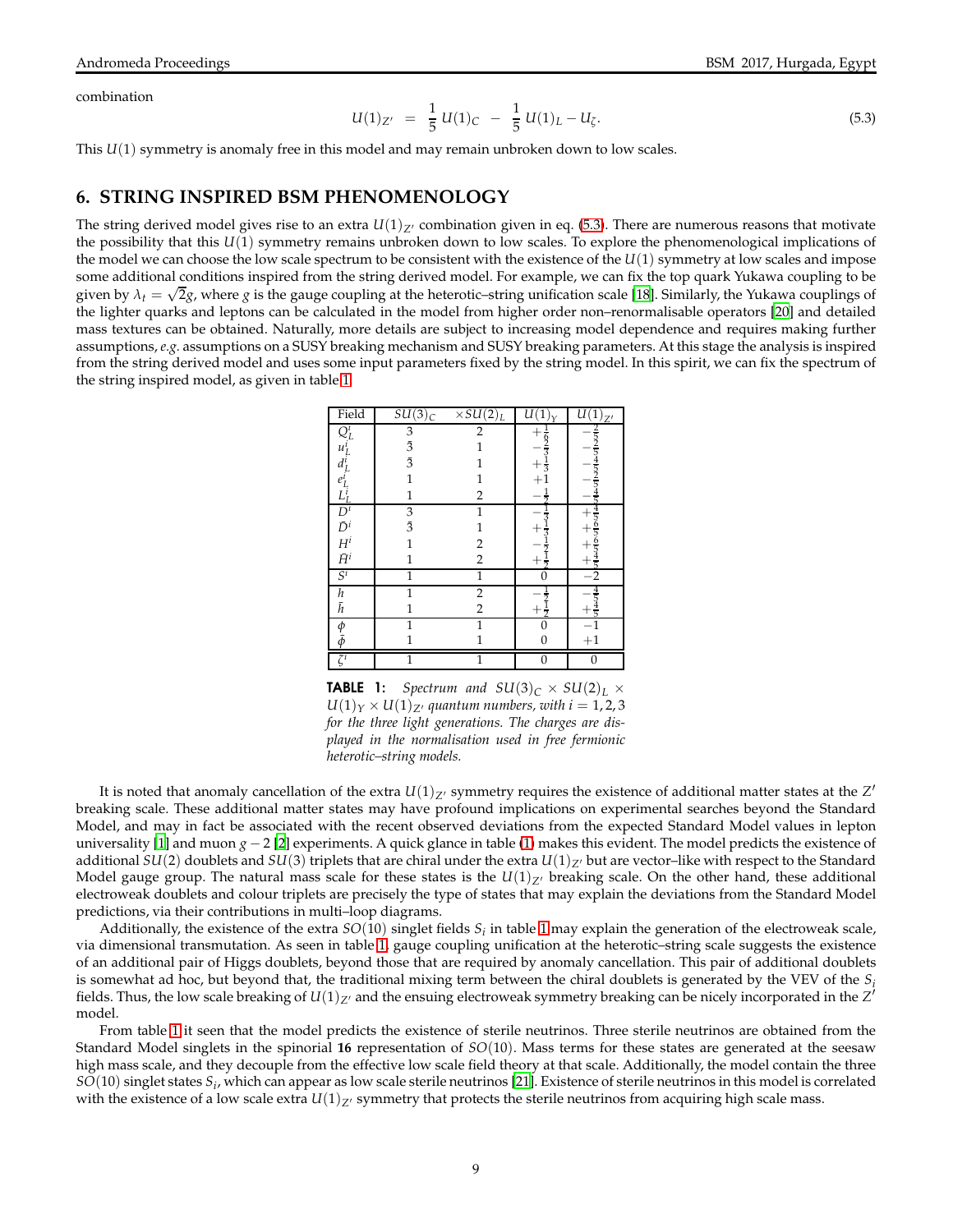combination

$$U(1)_{Z'} \;=\; \frac{1}{5}\,U(1)_C \;-\; \frac{1}{5}\,U(1)_L - U_\zeta. \tag{5.3}$$

This $U(1)$ symmetry is anomaly free in this model and may remain unbroken down to low scales.

## 6. STRING INSPIRED BSM PHENOMENOLOGY

The string derived model gives rise to an extra $U(1)_{Z'}$ combination given in eq. (5.3). There are numerous reasons that motivate the possibility that this $U(1)$ symmetry remains unbroken down to low scales. To explore the phenomenological implications of the model we can choose the low scale spectrum to be consistent with the existence of the $U(1)$ symmetry at low scales and impose some additional conditions inspired from the string derived model. For example, we can fix the top quark Yukawa coupling to be given by $\lambda_t = \sqrt{2}g$, where $g$ is the gauge coupling at the heterotic–string unification scale [18]. Similarly, the Yukawa couplings of the lighter quarks and leptons can be calculated in the model from higher order non–renormalisable operators [20] and detailed mass textures can be obtained. Naturally, more details are subject to increasing model dependence and requires making further assumptions, *e.g.* assumptions on a SUSY breaking mechanism and SUSY breaking parameters. At this stage the analysis is inspired from the string derived model and uses some input parameters fixed by the string model. In this spirit, we can fix the spectrum of the string inspired model, as given in table 1.

| Field | $SU(3)_C$ | $\times SU(2)_L$ | $U(1)_Y$ | $U(1)_{Z'}$ |
|---|---|---|---|---|
| $Q_L^i$ | $3$ | $2$ | $+\frac{1}{6}$ | $-\frac{2}{5}$ |
| $u_L^i$ | $\bar{3}$ | $1$ | $-\frac{2}{3}$ | $-\frac{2}{5}$ |
| $d_L^i$ | $\bar{3}$ | $1$ | $+\frac{1}{3}$ | $-\frac{4}{5}$ |
| $e_L^i$ | $1$ | $1$ | $+1$ | $-\frac{2}{5}$ |
| $L_L^i$ | $1$ | $2$ | $-\frac{1}{2}$ | $-\frac{4}{5}$ |
| $D^i$ | $3$ | $1$ | $-\frac{1}{3}$ | $+\frac{4}{5}$ |
| $\bar{D}^i$ | $\bar{3}$ | $1$ | $+\frac{1}{3}$ | $+\frac{6}{5}$ |
| $H^i$ | $1$ | $2$ | $-\frac{1}{2}$ | $+\frac{6}{5}$ |
| $\bar{H}^i$ | $1$ | $2$ | $+\frac{1}{2}$ | $+\frac{4}{5}$ |
| $S^i$ | $1$ | $1$ | $0$ | $-2$ |
| $h$ | $1$ | $2$ | $-\frac{1}{2}$ | $-\frac{4}{5}$ |
| $\bar{h}$ | $1$ | $2$ | $+\frac{1}{2}$ | $+\frac{4}{5}$ |
| $\phi$ | $1$ | $1$ | $0$ | $-1$ |
| $\bar{\phi}$ | $1$ | $1$ | $0$ | $+1$ |
| $\zeta^i$ | $1$ | $1$ | $0$ | $0$ |

**TABLE 1:** *Spectrum and $SU(3)_C \times SU(2)_L \times U(1)_Y \times U(1)_{Z'}$ quantum numbers, with $i = 1, 2, 3$ for the three light generations. The charges are displayed in the normalisation used in free fermionic heterotic–string models.*

It is noted that anomaly cancellation of the extra $U(1)_{Z'}$ symmetry requires the existence of additional matter states at the $Z'$ breaking scale. These additional matter states may have profound implications on experimental searches beyond the Standard Model, and may in fact be associated with the recent observed deviations from the expected Standard Model values in lepton universality [1] and muon $g-2$ [2] experiments. A quick glance in table (1) makes this evident. The model predicts the existence of additional $SU(2)$ doublets and $SU(3)$ triplets that are chiral under the extra $U(1)_{Z'}$ but are vector–like with respect to the Standard Model gauge group. The natural mass scale for these states is the $U(1)_{Z'}$ breaking scale. On the other hand, these additional electroweak doublets and colour triplets are precisely the type of states that may explain the deviations from the Standard Model predictions, via their contributions in multi–loop diagrams.

Additionally, the existence of the extra $SO(10)$ singlet fields $S_i$ in table 1 may explain the generation of the electroweak scale, via dimensional transmutation. As seen in table 1, gauge coupling unification at the heterotic–string scale suggests the existence of an additional pair of Higgs doublets, beyond those that are required by anomaly cancellation. This pair of additional doublets is somewhat ad hoc, but beyond that, the traditional mixing term between the chiral doublets is generated by the VEV of the $S_i$ fields. Thus, the low scale breaking of $U(1)_{Z'}$ and the ensuing electroweak symmetry breaking can be nicely incorporated in the $Z'$ model.

From table 1 it seen that the model predicts the existence of sterile neutrinos. Three sterile neutrinos are obtained from the Standard Model singlets in the spinorial **16** representation of $SO(10)$. Mass terms for these states are generated at the seesaw high mass scale, and they decouple from the effective low scale field theory at that scale. Additionally, the model contain the three $SO(10)$ singlet states $S_i$, which can appear as low scale sterile neutrinos [21]. Existence of sterile neutrinos in this model is correlated with the existence of a low scale extra $U(1)_{Z'}$ symmetry that protects the sterile neutrinos from acquiring high scale mass.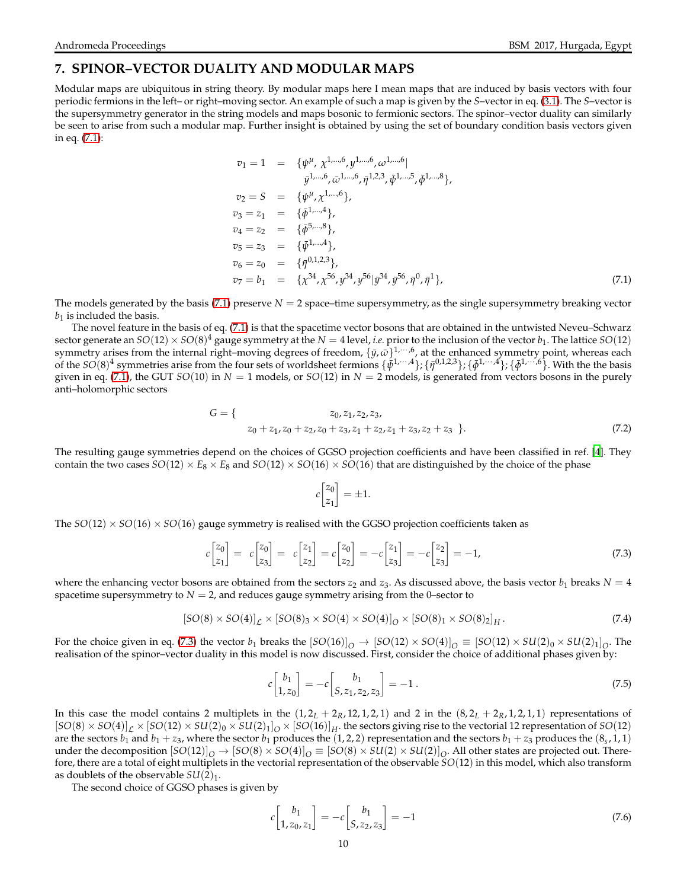## 7. SPINOR–VECTOR DUALITY AND MODULAR MAPS

Modular maps are ubiquitous in string theory. By modular maps here I mean maps that are induced by basis vectors with four periodic fermions in the left– or right–moving sector. An example of such a map is given by the $S$–vector in eq. (3.1). The $S$–vector is the supersymmetry generator in the string models and maps bosonic to fermionic sectors. The spinor–vector duality can similarly be seen to arise from such a modular map. Further insight is obtained by using the set of boundary condition basis vectors given in eq. (7.1):

$$
\begin{aligned}
v_1 = 1 &= \{\psi^\mu,\ \chi^{1,\dots,6}, y^{1,\dots,6}, \omega^{1,\dots,6} | \\
&\qquad \bar{y}^{1,\dots,6}, \bar{\omega}^{1,\dots,6}, \bar{\eta}^{1,2,3}, \bar{\psi}^{1,\dots,5}, \bar{\phi}^{1,\dots,8}\}, \\
v_2 = S &= \{\psi^\mu, \chi^{1,\dots,6}\}, \\
v_3 = z_1 &= \{\bar{\phi}^{1,\dots,4}\}, \\
v_4 = z_2 &= \{\bar{\phi}^{5,\dots,8}\}, \\
v_5 = z_3 &= \{\bar{\psi}^{1,\dots,4}\}, \\
v_6 = z_0 &= \{\bar{\eta}^{0,1,2,3}\}, \\
v_7 = b_1 &= \{\chi^{34}, \chi^{56}, y^{34}, y^{56} | \bar{y}^{34}, \bar{y}^{56}, \bar{\eta}^0, \bar{\eta}^1\},
\end{aligned}
\tag{7.1}
$$

The models generated by the basis (7.1) preserve $N = 2$ space–time supersymmetry, as the single supersymmetry breaking vector $b_1$ is included the basis.

The novel feature in the basis of eq. (7.1) is that the spacetime vector bosons that are obtained in the untwisted Neveu–Schwarz sector generate an $SO(12) \times SO(8)^4$ gauge symmetry at the $N = 4$ level, *i.e.* prior to the inclusion of the vector $b_1$. The lattice $SO(12)$ symmetry arises from the internal right–moving degrees of freedom, $\{\bar{y}, \bar{\omega}\}^{1,\cdots,6}$, at the enhanced symmetry point, whereas each of the $SO(8)^4$ symmetries arise from the four sets of worldsheet fermions $\{\bar{\psi}^{1,\cdots,4}\}; \{\bar{\eta}^{0,1,2,3}\}; \{\bar{\phi}^{1,\cdots,4}\}; \{\bar{\phi}^{1,\cdots,6}\}$. With the the basis given in eq. (7.1), the GUT $SO(10)$ in $N = 1$ models, or $SO(12)$ in $N = 2$ models, is generated from vectors bosons in the purely anti–holomorphic sectors

$$
G = \{ \begin{array}{c} z_0, z_1, z_2, z_3, \\ z_0 + z_1, z_0 + z_2, z_0 + z_3, z_1 + z_2, z_1 + z_3, z_2 + z_3 \end{array} \}.
\tag{7.2}
$$

The resulting gauge symmetries depend on the choices of GGSO projection coefficients and have been classified in ref. [4]. They contain the two cases $SO(12) \times E_8 \times E_8$ and $SO(12) \times SO(16) \times SO(16)$ that are distinguished by the choice of the phase

$$
c\begin{bmatrix} z_0 \\ z_1 \end{bmatrix} = \pm 1.
$$

The $SO(12) \times SO(16) \times SO(16)$ gauge symmetry is realised with the GGSO projection coefficients taken as

$$
c\begin{bmatrix} z_0 \\ z_1 \end{bmatrix} = c\begin{bmatrix} z_0 \\ z_3 \end{bmatrix} = c\begin{bmatrix} z_1 \\ z_2 \end{bmatrix} = c\begin{bmatrix} z_0 \\ z_2 \end{bmatrix} = -c\begin{bmatrix} z_1 \\ z_3 \end{bmatrix} = -c\begin{bmatrix} z_2 \\ z_3 \end{bmatrix} = -1,
\tag{7.3}
$$

where the enhancing vector bosons are obtained from the sectors $z_2$ and $z_3$. As discussed above, the basis vector $b_1$ breaks $N = 4$ spacetime supersymmetry to $N = 2$, and reduces gauge symmetry arising from the 0–sector to

$$
[SO(8) \times SO(4)]_{\mathcal{L}} \times [SO(8)_3 \times SO(4) \times SO(4)]_O \times [SO(8)_1 \times SO(8)_2]_H .
\tag{7.4}
$$

For the choice given in eq. (7.3) the vector $b_1$ breaks the $[SO(16)]_O \to [SO(12) \times SO(4)]_O \equiv [SO(12) \times SU(2)_0 \times SU(2)_1]_O$. The realisation of the spinor–vector duality in this model is now discussed. First, consider the choice of additional phases given by:

$$
c\begin{bmatrix} b_1 \\ 1, z_0 \end{bmatrix} = -c\begin{bmatrix} b_1 \\ S, z_1, z_2, z_3 \end{bmatrix} = -1 \, .
\tag{7.5}
$$

In this case the model contains 2 multiplets in the $(1, 2_L + 2_R, 12, 1, 2, 1)$ and 2 in the $(8, 2_L + 2_R, 1, 2, 1, 1)$ representations of $[SO(8) \times SO(4)]_{\mathcal{L}} \times [SO(12) \times SU(2)_0 \times SU(2)_1]_O \times [SO(16)]_H$. the sectors giving rise to the vectorial 12 representation of $SO(12)$ are the sectors $b_1$ and $b_1 + z_3$, where the sector $b_1$ produces the $(1, 2, 2)$ representation and the sectors $b_1 + z_3$ produces the $(8_s, 1, 1)$ under the decomposition $[SO(12)]_O \to [SO(8) \times SO(4)]_O \equiv [SO(8) \times SU(2) \times SU(2)]_O$. All other states are projected out. Therefore, there are a total of eight multiplets in the vectorial representation of the observable $SO(12)$ in this model, which also transform as doublets of the observable $SU(2)_1$.

The second choice of GGSO phases is given by

$$
c\begin{bmatrix} b_1 \\ 1, z_0, z_1 \end{bmatrix} = -c\begin{bmatrix} b_1 \\ S, z_2, z_3 \end{bmatrix} = -1
\tag{7.6}
$$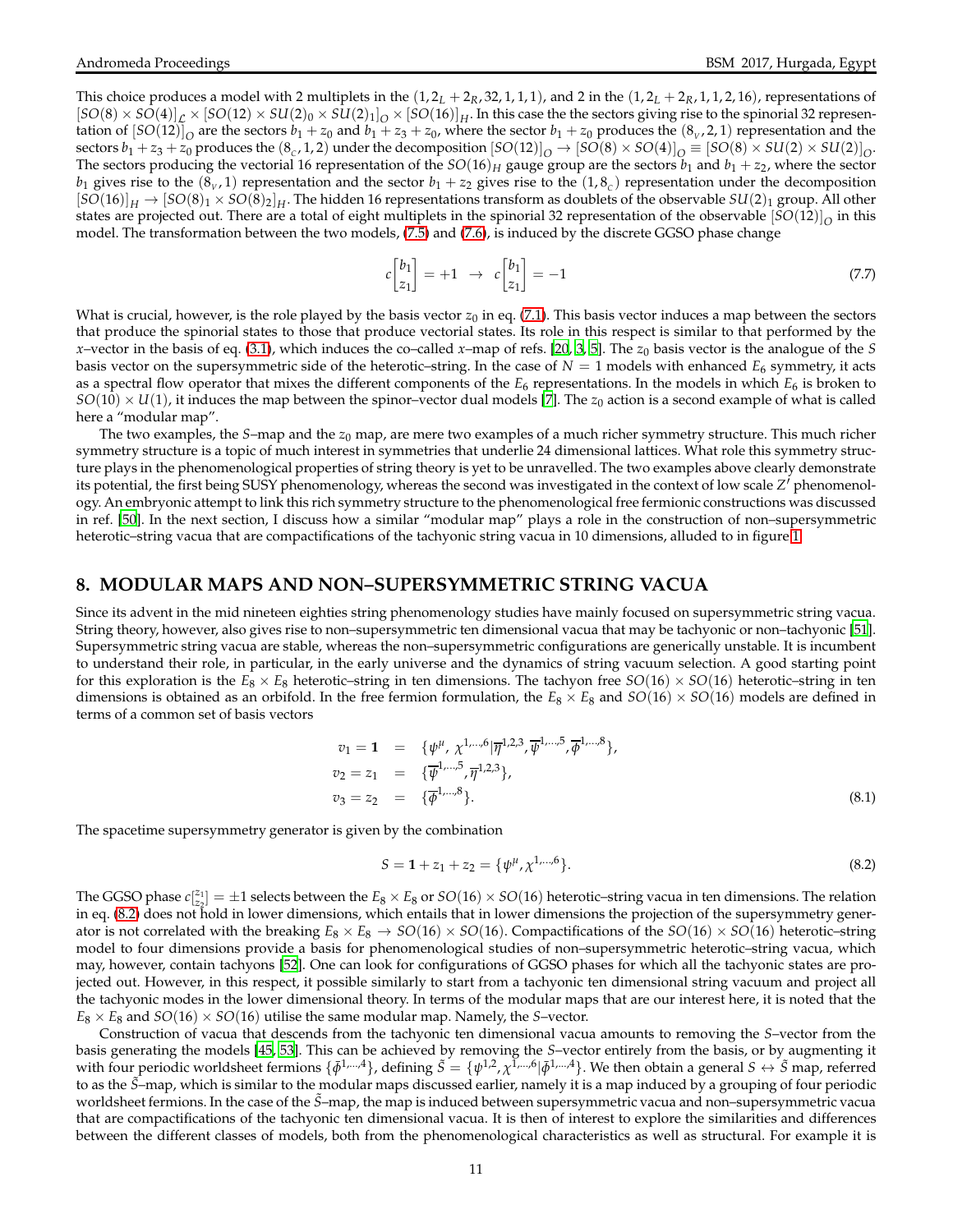This choice produces a model with 2 multiplets in the $(1, 2_L + 2_R, 32, 1, 1, 1)$, and 2 in the $(1, 2_L + 2_R, 1, 1, 2, 16)$, representations of $[SO(8) \times SO(4)]_{\mathcal{L}} \times [SO(12) \times SU(2)_0 \times SU(2)_1]_O \times [SO(16)]_H$. In this case the the sectors giving rise to the spinorial 32 representation of $[SO(12)]_O$ are the sectors $b_1 + z_0$ and $b_1 + z_3 + z_0$, where the sector $b_1 + z_0$ produces the $(8_v, 2, 1)$ representation and the sectors $b_1 + z_3 + z_0$ produces the $(8_c, 1, 2)$ under the decomposition $[SO(12)]_O \to [SO(8) \times SO(4)]_O \equiv [SO(8) \times SU(2) \times SU(2)]_O$. The sectors producing the vectorial 16 representation of the $SO(16)_H$ gauge group are the sectors $b_1$ and $b_1 + z_2$, where the sector $b_1$ gives rise to the $(8_v, 1)$ representation and the sector $b_1 + z_2$ gives rise to the $(1, 8_c)$ representation under the decomposition $[SO(16)]_H \to [SO(8)_1 \times SO(8)_2]_H$. The hidden 16 representations transform as doublets of the observable $SU(2)_1$ group. All other states are projected out. There are a total of eight multiplets in the spinorial 32 representation of the observable $[SO(12)]_O$ in this model. The transformation between the two models, (7.5) and (7.6), is induced by the discrete GGSO phase change

$$c\begin{bmatrix} b_1 \\ z_1 \end{bmatrix} = +1 \;\to\; c\begin{bmatrix} b_1 \\ z_1 \end{bmatrix} = -1 \tag{7.7}$$

What is crucial, however, is the role played by the basis vector $z_0$ in eq. (7.1). This basis vector induces a map between the sectors that produce the spinorial states to those that produce vectorial states. Its role in this respect is similar to that performed by the $x$–vector in the basis of eq. (3.1), which induces the co–called $x$–map of refs. [20, 3, 5]. The $z_0$ basis vector is the analogue of the $S$ basis vector on the supersymmetric side of the heterotic–string. In the case of $N = 1$ models with enhanced $E_6$ symmetry, it acts as a spectral flow operator that mixes the different components of the $E_6$ representations. In the models in which $E_6$ is broken to $SO(10) \times U(1)$, it induces the map between the spinor–vector dual models [7]. The $z_0$ action is a second example of what is called here a "modular map".

The two examples, the $S$–map and the $z_0$ map, are mere two examples of a much richer symmetry structure. This much richer symmetry structure is a topic of much interest in symmetries that underlie 24 dimensional lattices. What role this symmetry structure plays in the phenomenological properties of string theory is yet to be unravelled. The two examples above clearly demonstrate its potential, the first being SUSY phenomenology, whereas the second was investigated in the context of low scale $Z'$ phenomenology. An embryonic attempt to link this rich symmetry structure to the phenomenological free fermionic constructions was discussed in ref. [50]. In the next section, I discuss how a similar "modular map" plays a role in the construction of non–supersymmetric heterotic–string vacua that are compactifications of the tachyonic string vacua in 10 dimensions, alluded to in figure 1.

## 8. MODULAR MAPS AND NON–SUPERSYMMETRIC STRING VACUA

Since its advent in the mid nineteen eighties string phenomenology studies have mainly focused on supersymmetric string vacua. String theory, however, also gives rise to non–supersymmetric ten dimensional vacua that may be tachyonic or non–tachyonic [51]. Supersymmetric string vacua are stable, whereas the non–supersymmetric configurations are generically unstable. It is incumbent to understand their role, in particular, in the early universe and the dynamics of string vacuum selection. A good starting point for this exploration is the $E_8 \times E_8$ heterotic–string in ten dimensions. The tachyon free $SO(16) \times SO(16)$ heterotic–string in ten dimensions is obtained as an orbifold. In the free fermion formulation, the $E_8 \times E_8$ and $SO(16) \times SO(16)$ models are defined in terms of a common set of basis vectors

$$\begin{aligned}
v_1 = \mathbf{1} &= \{\psi^\mu,\ \chi^{1,\dots,6} | \overline{\eta}^{1,2,3}, \overline{\psi}^{1,\dots,5}, \overline{\phi}^{1,\dots,8}\}, \\
v_2 = z_1 &= \{\overline{\psi}^{1,\dots,5}, \overline{\eta}^{1,2,3}\}, \\
v_3 = z_2 &= \{\overline{\phi}^{1,\dots,8}\}.
\end{aligned} \tag{8.1}$$

The spacetime supersymmetry generator is given by the combination

$$S = \mathbf{1} + z_1 + z_2 = \{\psi^\mu, \chi^{1,\dots,6}\}. \tag{8.2}$$

The GGSO phase $c\binom{z_1}{z_2} = \pm 1$ selects between the $E_8 \times E_8$ or $SO(16) \times SO(16)$ heterotic–string vacua in ten dimensions. The relation in eq. (8.2) does not hold in lower dimensions, which entails that in lower dimensions the projection of the supersymmetry generator is not correlated with the breaking $E_8 \times E_8 \to SO(16) \times SO(16)$. Compactifications of the $SO(16) \times SO(16)$ heterotic–string model to four dimensions provide a basis for phenomenological studies of non–supersymmetric heterotic–string vacua, which may, however, contain tachyons [52]. One can look for configurations of GGSO phases for which all the tachyonic states are projected out. However, in this respect, it possible similarly to start from a tachyonic ten dimensional string vacuum and project all the tachyonic modes in the lower dimensional theory. In terms of the modular maps that are our interest here, it is noted that the $E_8 \times E_8$ and $SO(16) \times SO(16)$ utilise the same modular map. Namely, the $S$–vector.

Construction of vacua that descends from the tachyonic ten dimensional vacua amounts to removing the $S$–vector from the basis generating the models [45, 53]. This can be achieved by removing the $S$–vector entirely from the basis, or by augmenting it with four periodic worldsheet fermions $\{\bar{\phi}^{1,\dots,4}\}$, defining $\tilde{S} = \{\psi^{1,2}, \chi^{1,\dots,6} | \bar{\phi}^{1,\dots,4}\}$. We then obtain a general $S \leftrightarrow \tilde{S}$ map, referred to as the $\tilde{S}$–map, which is similar to the modular maps discussed earlier, namely it is a map induced by a grouping of four periodic worldsheet fermions. In the case of the $\tilde{S}$–map, the map is induced between supersymmetric vacua and non–supersymmetric vacua that are compactifications of the tachyonic ten dimensional vacua. It is then of interest to explore the similarities and differences between the different classes of models, both from the phenomenological characteristics as well as structural. For example it is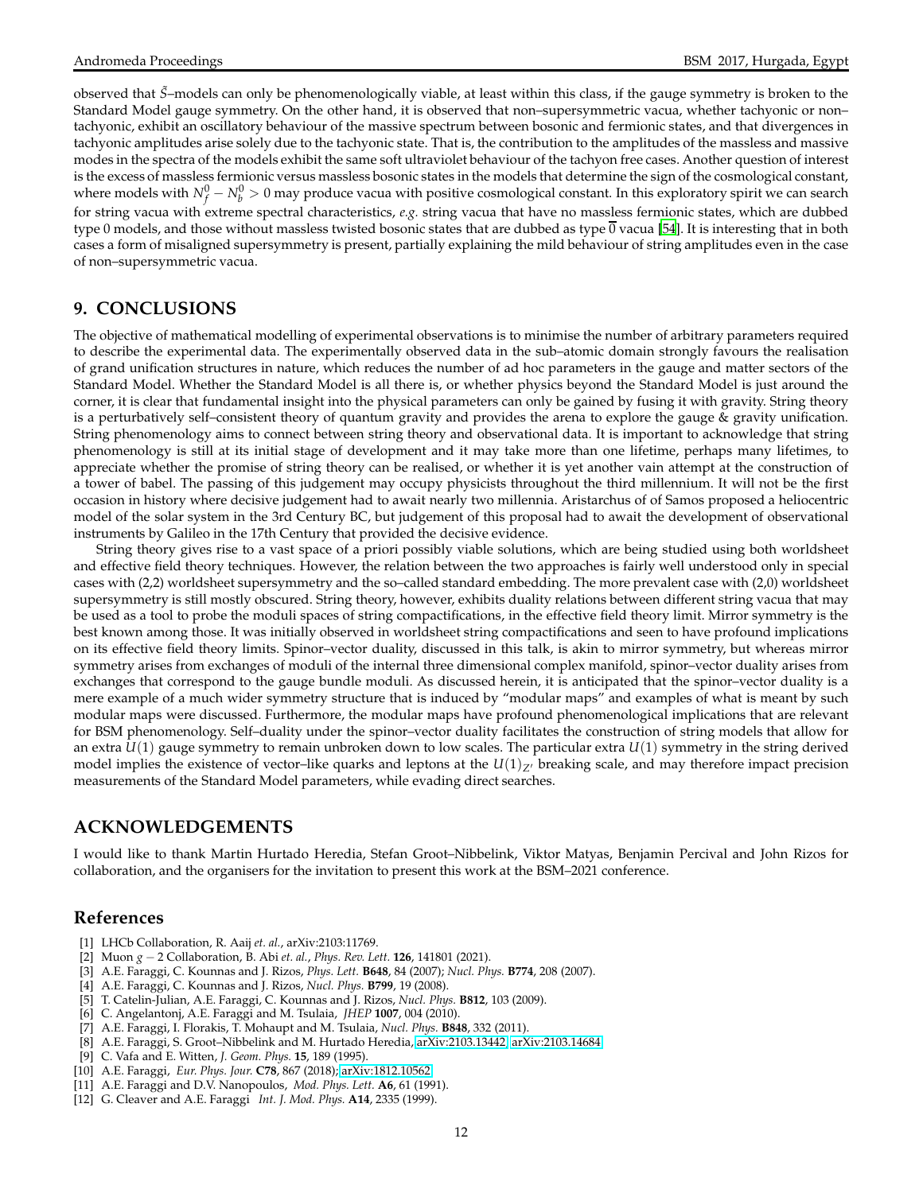observed that $\tilde{S}$–models can only be phenomenologically viable, at least within this class, if the gauge symmetry is broken to the Standard Model gauge symmetry. On the other hand, it is observed that non–supersymmetric vacua, whether tachyonic or non–tachyonic, exhibit an oscillatory behaviour of the massive spectrum between bosonic and fermionic states, and that divergences in tachyonic amplitudes arise solely due to the tachyonic state. That is, the contribution to the amplitudes of the massless and massive modes in the spectra of the models exhibit the same soft ultraviolet behaviour of the tachyon free cases. Another question of interest is the excess of massless fermionic versus massless bosonic states in the models that determine the sign of the cosmological constant, where models with $N_f^0 - N_b^0 > 0$ may produce vacua with positive cosmological constant. In this exploratory spirit we can search for string vacua with extreme spectral characteristics, *e.g.* string vacua that have no massless fermionic states, which are dubbed type 0 models, and those without massless twisted bosonic states that are dubbed as type $\overline{0}$ vacua [54]. It is interesting that in both cases a form of misaligned supersymmetry is present, partially explaining the mild behaviour of string amplitudes even in the case of non–supersymmetric vacua.

## 9. CONCLUSIONS

The objective of mathematical modelling of experimental observations is to minimise the number of arbitrary parameters required to describe the experimental data. The experimentally observed data in the sub–atomic domain strongly favours the realisation of grand unification structures in nature, which reduces the number of ad hoc parameters in the gauge and matter sectors of the Standard Model. Whether the Standard Model is all there is, or whether physics beyond the Standard Model is just around the corner, it is clear that fundamental insight into the physical parameters can only be gained by fusing it with gravity. String theory is a perturbatively self–consistent theory of quantum gravity and provides the arena to explore the gauge & gravity unification. String phenomenology aims to connect between string theory and observational data. It is important to acknowledge that string phenomenology is still at its initial stage of development and it may take more than one lifetime, perhaps many lifetimes, to appreciate whether the promise of string theory can be realised, or whether it is yet another vain attempt at the construction of a tower of babel. The passing of this judgement may occupy physicists throughout the third millennium. It will not be the first occasion in history where decisive judgement had to await nearly two millennia. Aristarchus of of Samos proposed a heliocentric model of the solar system in the 3rd Century BC, but judgement of this proposal had to await the development of observational instruments by Galileo in the 17th Century that provided the decisive evidence.

String theory gives rise to a vast space of a priori possibly viable solutions, which are being studied using both worldsheet and effective field theory techniques. However, the relation between the two approaches is fairly well understood only in special cases with (2,2) worldsheet supersymmetry and the so–called standard embedding. The more prevalent case with (2,0) worldsheet supersymmetry is still mostly obscured. String theory, however, exhibits duality relations between different string vacua that may be used as a tool to probe the moduli spaces of string compactifications, in the effective field theory limit. Mirror symmetry is the best known among those. It was initially observed in worldsheet string compactifications and seen to have profound implications on its effective field theory limits. Spinor–vector duality, discussed in this talk, is akin to mirror symmetry, but whereas mirror symmetry arises from exchanges of moduli of the internal three dimensional complex manifold, spinor–vector duality arises from exchanges that correspond to the gauge bundle moduli. As discussed herein, it is anticipated that the spinor–vector duality is a mere example of a much wider symmetry structure that is induced by "modular maps" and examples of what is meant by such modular maps were discussed. Furthermore, the modular maps have profound phenomenological implications that are relevant for BSM phenomenology. Self–duality under the spinor–vector duality facilitates the construction of string models that allow for an extra $U(1)$ gauge symmetry to remain unbroken down to low scales. The particular extra $U(1)$ symmetry in the string derived model implies the existence of vector–like quarks and leptons at the $U(1)_{Z'}$ breaking scale, and may therefore impact precision measurements of the Standard Model parameters, while evading direct searches.

## ACKNOWLEDGEMENTS

I would like to thank Martin Hurtado Heredia, Stefan Groot–Nibbelink, Viktor Matyas, Benjamin Percival and John Rizos for collaboration, and the organisers for the invitation to present this work at the BSM–2021 conference.

## References

[1] LHCb Collaboration, R. Aaij *et. al.*, arXiv:2103:11769.

[2] Muon $g-2$ Collaboration, B. Abi *et. al.*, *Phys. Rev. Lett.* **126**, 141801 (2021).

[3] A.E. Faraggi, C. Kounnas and J. Rizos, *Phys. Lett.* **B648**, 84 (2007); *Nucl. Phys.* **B774**, 208 (2007).

[4] A.E. Faraggi, C. Kounnas and J. Rizos, *Nucl. Phys.* **B799**, 19 (2008).

[5] T. Catelin-Julian, A.E. Faraggi, C. Kounnas and J. Rizos, *Nucl. Phys.* **B812**, 103 (2009).

[6] C. Angelantonj, A.E. Faraggi and M. Tsulaia, *JHEP* **1007**, 004 (2010).

[7] A.E. Faraggi, I. Florakis, T. Mohaupt and M. Tsulaia, *Nucl. Phys.* **B848**, 332 (2011).

[8] A.E. Faraggi, S. Groot–Nibbelink and M. Hurtado Heredia, arXiv:2103.13442; arXiv:2103.14684.

[9] C. Vafa and E. Witten, *J. Geom. Phys.* **15**, 189 (1995).

[10] A.E. Faraggi, *Eur. Phys. Jour.* **C78**, 867 (2018); arXiv:1812.10562.

[11] A.E. Faraggi and D.V. Nanopoulos, *Mod. Phys. Lett.* **A6**, 61 (1991).

[12] G. Cleaver and A.E. Faraggi *Int. J. Mod. Phys.* **A14**, 2335 (1999).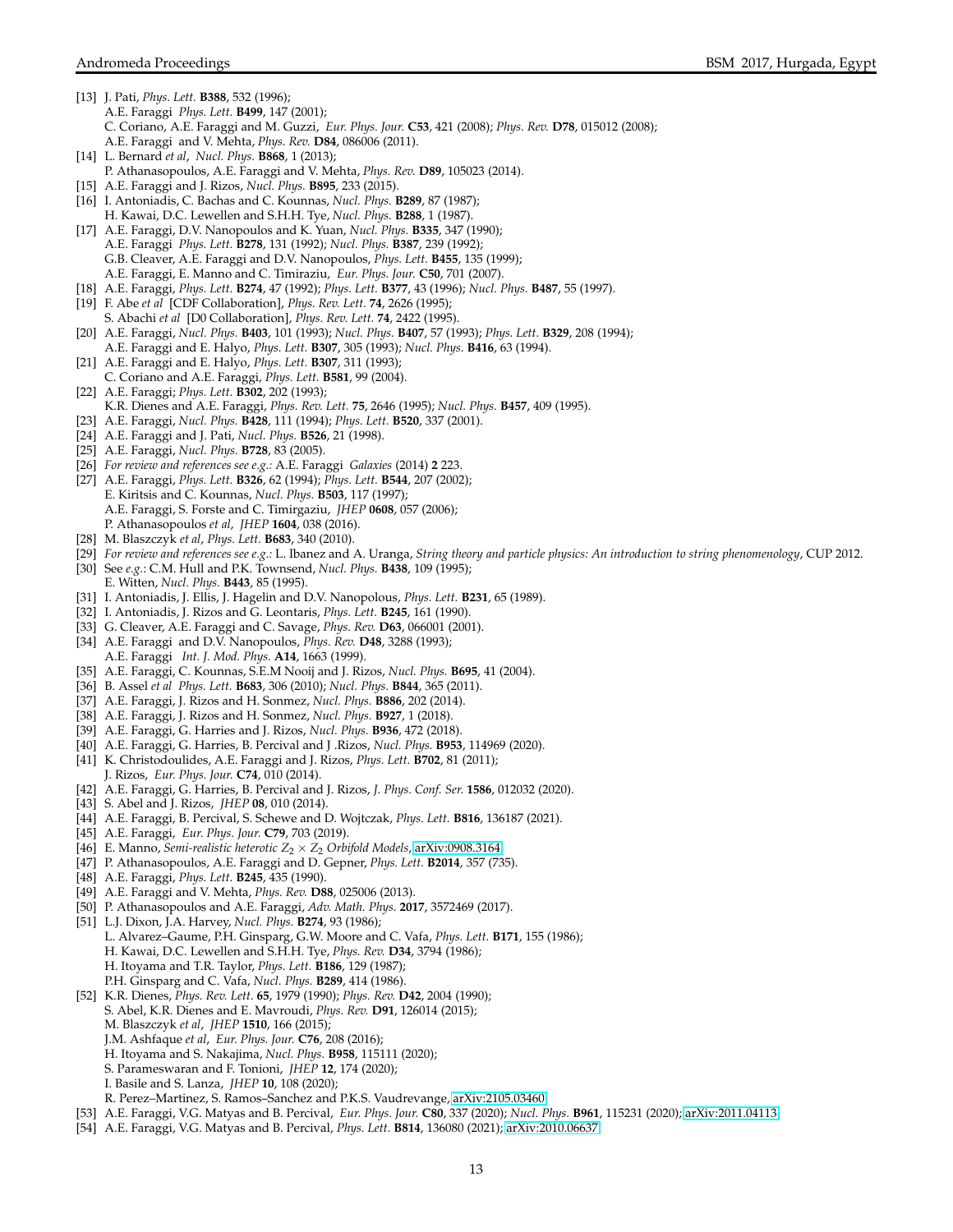[13] J. Pati, *Phys. Lett.* **B388**, 532 (1996);
A.E. Faraggi *Phys. Lett.* **B499**, 147 (2001);
C. Coriano, A.E. Faraggi and M. Guzzi, *Eur. Phys. Jour.* **C53**, 421 (2008); *Phys. Rev.* **D78**, 015012 (2008);
A.E. Faraggi and V. Mehta, *Phys. Rev.* **D84**, 086006 (2011).

[14] L. Bernard *et al*, *Nucl. Phys.* **B868**, 1 (2013);
P. Athanasopoulos, A.E. Faraggi and V. Mehta, *Phys. Rev.* **D89**, 105023 (2014).

[15] A.E. Faraggi and J. Rizos, *Nucl. Phys.* **B895**, 233 (2015).

[16] I. Antoniadis, C. Bachas and C. Kounnas, *Nucl. Phys.* **B289**, 87 (1987);
H. Kawai, D.C. Lewellen and S.H.H. Tye, *Nucl. Phys.* **B288**, 1 (1987).

[17] A.E. Faraggi, D.V. Nanopoulos and K. Yuan, *Nucl. Phys.* **B335**, 347 (1990);
A.E. Faraggi *Phys. Lett.* **B278**, 131 (1992); *Nucl. Phys.* **B387**, 239 (1992);
G.B. Cleaver, A.E. Faraggi and D.V. Nanopoulos, *Phys. Lett.* **B455**, 135 (1999);
A.E. Faraggi, E. Manno and C. Timiraziu, *Eur. Phys. Jour.* **C50**, 701 (2007).

[18] A.E. Faraggi, *Phys. Lett.* **B274**, 47 (1992); *Phys. Lett.* **B377**, 43 (1996); *Nucl. Phys.* **B487**, 55 (1997).

[19] F. Abe *et al* [CDF Collaboration], *Phys. Rev. Lett.* **74**, 2626 (1995);
S. Abachi *et al* [D0 Collaboration], *Phys. Rev. Lett.* **74**, 2422 (1995).

[20] A.E. Faraggi, *Nucl. Phys.* **B403**, 101 (1993); *Nucl. Phys.* **B407**, 57 (1993); *Phys. Lett.* **B329**, 208 (1994);
A.E. Faraggi and E. Halyo, *Phys. Lett.* **B307**, 305 (1993); *Nucl. Phys.* **B416**, 63 (1994).

[21] A.E. Faraggi and E. Halyo, *Phys. Lett.* **B307**, 311 (1993);
C. Coriano and A.E. Faraggi, *Phys. Lett.* **B581**, 99 (2004).

[22] A.E. Faraggi; *Phys. Lett.* **B302**, 202 (1993);
K.R. Dienes and A.E. Faraggi, *Phys. Rev. Lett.* **75**, 2646 (1995); *Nucl. Phys.* **B457**, 409 (1995).

[23] A.E. Faraggi, *Nucl. Phys.* **B428**, 111 (1994); *Phys. Lett.* **B520**, 337 (2001).

[24] A.E. Faraggi and J. Pati, *Nucl. Phys.* **B526**, 21 (1998).

[25] A.E. Faraggi, *Nucl. Phys.* **B728**, 83 (2005).

[26] *For review and references see e.g.:* A.E. Faraggi *Galaxies* (2014) **2** 223.

[27] A.E. Faraggi, *Phys. Lett.* **B326**, 62 (1994); *Phys. Lett.* **B544**, 207 (2002);
E. Kiritsis and C. Kounnas, *Nucl. Phys.* **B503**, 117 (1997);
A.E. Faraggi, S. Forste and C. Timirgaziu, *JHEP* **0608**, 057 (2006);
P. Athanasopoulos *et al*, *JHEP* **1604**, 038 (2016).

[28] M. Blaszczyk *et al*, *Phys. Lett.* **B683**, 340 (2010).

[29] *For review and references see e.g.:* L. Ibanez and A. Uranga, *String theory and particle physics: An introduction to string phenomenology*, CUP 2012.

[30] See *e.g.*: C.M. Hull and P.K. Townsend, *Nucl. Phys.* **B438**, 109 (1995);
E. Witten, *Nucl. Phys.* **B443**, 85 (1995).

[31] I. Antoniadis, J. Ellis, J. Hagelin and D.V. Nanopolous, *Phys. Lett.* **B231**, 65 (1989).

[32] I. Antoniadis, J. Rizos and G. Leontaris, *Phys. Lett.* **B245**, 161 (1990).

[33] G. Cleaver, A.E. Faraggi and C. Savage, *Phys. Rev.* **D63**, 066001 (2001).

[34] A.E. Faraggi and D.V. Nanopoulos, *Phys. Rev.* **D48**, 3288 (1993);
A.E. Faraggi *Int. J. Mod. Phys.* **A14**, 1663 (1999).

[35] A.E. Faraggi, C. Kounnas, S.E.M Nooij and J. Rizos, *Nucl. Phys.* **B695**, 41 (2004).

[36] B. Assel *et al* *Phys. Lett.* **B683**, 306 (2010); *Nucl. Phys.* **B844**, 365 (2011).

[37] A.E. Faraggi, J. Rizos and H. Sonmez, *Nucl. Phys.* **B886**, 202 (2014).

[38] A.E. Faraggi, J. Rizos and H. Sonmez, *Nucl. Phys.* **B927**, 1 (2018).

[39] A.E. Faraggi, G. Harries and J. Rizos, *Nucl. Phys.* **B936**, 472 (2018).

[40] A.E. Faraggi, G. Harries, B. Percival and J .Rizos, *Nucl. Phys.* **B953**, 114969 (2020).

[41] K. Christodoulides, A.E. Faraggi and J. Rizos, *Phys. Lett.* **B702**, 81 (2011);
J. Rizos, *Eur. Phys. Jour.* **C74**, 010 (2014).

[42] A.E. Faraggi, G. Harries, B. Percival and J. Rizos, *J. Phys. Conf. Ser.* **1586**, 012032 (2020).

[43] S. Abel and J. Rizos, *JHEP* **08**, 010 (2014).

[44] A.E. Faraggi, B. Percival, S. Schewe and D. Wojtczak, *Phys. Lett.* **B816**, 136187 (2021).

[45] A.E. Faraggi, *Eur. Phys. Jour.* **C79**, 703 (2019).

[46] E. Manno, *Semi-realistic heterotic $Z_2 \times Z_2$ Orbifold Models,* arXiv:0908.3164.

[47] P. Athanasopoulos, A.E. Faraggi and D. Gepner, *Phys. Lett.* **B2014**, 357 (735).

[48] A.E. Faraggi, *Phys. Lett.* **B245**, 435 (1990).

[49] A.E. Faraggi and V. Mehta, *Phys. Rev.* **D88**, 025006 (2013).

[50] P. Athanasopoulos and A.E. Faraggi, *Adv. Math. Phys.* **2017**, 3572469 (2017).

[51] L.J. Dixon, J.A. Harvey, *Nucl. Phys.* **B274**, 93 (1986);
L. Alvarez–Gaume, P.H. Ginsparg, G.W. Moore and C. Vafa, *Phys. Lett.* **B171**, 155 (1986);
H. Kawai, D.C. Lewellen and S.H.H. Tye, *Phys. Rev.* **D34**, 3794 (1986);
H. Itoyama and T.R. Taylor, *Phys. Lett.* **B186**, 129 (1987);
P.H. Ginsparg and C. Vafa, *Nucl. Phys.* **B289**, 414 (1986).

[52] K.R. Dienes, *Phys. Rev. Lett.* **65**, 1979 (1990); *Phys. Rev.* **D42**, 2004 (1990);
S. Abel, K.R. Dienes and E. Mavroudi, *Phys. Rev.* **D91**, 126014 (2015);
M. Blaszczyk *et al*, *JHEP* **1510**, 166 (2015);
J.M. Ashfaque *et al*, *Eur. Phys. Jour.* **C76**, 208 (2016);
H. Itoyama and S. Nakajima, *Nucl. Phys.* **B958**, 115111 (2020);
S. Parameswaran and F. Tonioni, *JHEP* **12**, 174 (2020);
I. Basile and S. Lanza, *JHEP* **10**, 108 (2020);
R. Perez–Martinez, S. Ramos–Sanchez and P.K.S. Vaudrevange, arXiv:2105.03460.

[53] A.E. Faraggi, V.G. Matyas and B. Percival, *Eur. Phys. Jour.* **C80**, 337 (2020); *Nucl. Phys.* **B961**, 115231 (2020); arXiv:2011.04113.

[54] A.E. Faraggi, V.G. Matyas and B. Percival, *Phys. Lett.* **B814**, 136080 (2021); arXiv:2010.06637.